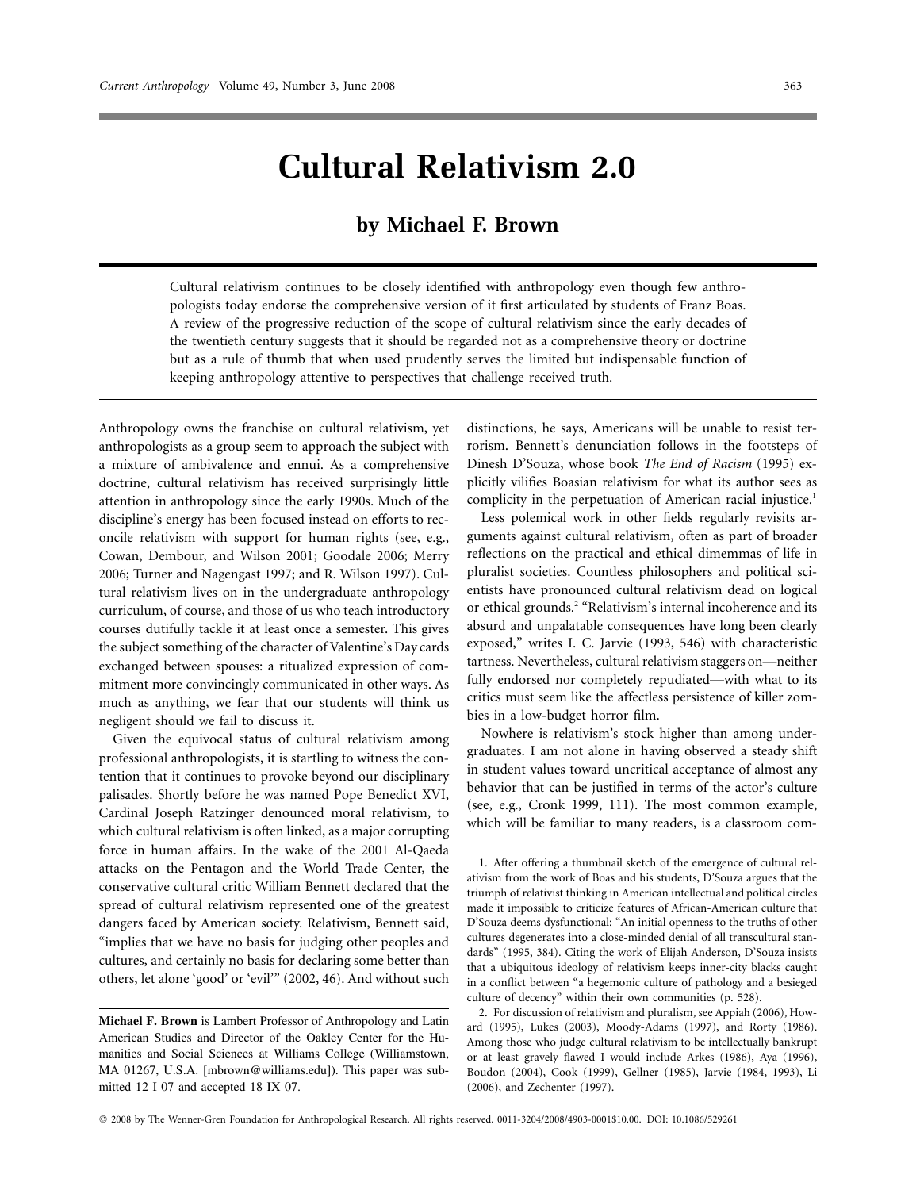# Cultural Relativism 2.0

## by Michael F. Brown

Cultural relativism continues to be closely identified with anthropology even though few anthropologists today endorse the comprehensive version of it first articulated by students of Franz Boas. A review of the progressive reduction of the scope of cultural relativism since the early decades of the twentieth century suggests that it should be regarded not as a comprehensive theory or doctrine but as a rule of thumb that when used prudently serves the limited but indispensable function of keeping anthropology attentive to perspectives that challenge received truth.

Anthropology owns the franchise on cultural relativism, yet anthropologists as a group seem to approach the subject with a mixture of ambivalence and ennui. As a comprehensive doctrine, cultural relativism has received surprisingly little attention in anthropology since the early 1990s. Much of the discipline's energy has been focused instead on efforts to reconcile relativism with support for human rights (see, e.g., Cowan, Dembour, and Wilson 2001; Goodale 2006; Merry 2006; Turner and Nagengast 1997; and R. Wilson 1997). Cultural relativism lives on in the undergraduate anthropology curriculum, of course, and those of us who teach introductory courses dutifully tackle it at least once a semester. This gives the subject something of the character of Valentine's Day cards exchanged between spouses: a ritualized expression of commitment more convincingly communicated in other ways. As much as anything, we fear that our students will think us negligent should we fail to discuss it.

Given the equivocal status of cultural relativism among professional anthropologists, it is startling to witness the contention that it continues to provoke beyond our disciplinary palisades. Shortly before he was named Pope Benedict XVI, Cardinal Joseph Ratzinger denounced moral relativism, to which cultural relativism is often linked, as a major corrupting force in human affairs. In the wake of the 2001 Al-Qaeda attacks on the Pentagon and the World Trade Center, the conservative cultural critic William Bennett declared that the spread of cultural relativism represented one of the greatest dangers faced by American society. Relativism, Bennett said, "implies that we have no basis for judging other peoples and cultures, and certainly no basis for declaring some better than others, let alone 'good' or 'evil'" (2002, 46). And without such distinctions, he says, Americans will be unable to resist terrorism. Bennett's denunciation follows in the footsteps of Dinesh D'Souza, whose book *The End of Racism* (1995) explicitly vilifies Boasian relativism for what its author sees as complicity in the perpetuation of American racial injustice.[1]

Less polemical work in other fields regularly revisits arguments against cultural relativism, often as part of broader reflections on the practical and ethical dimemmas of life in pluralist societies. Countless philosophers and political scientists have pronounced cultural relativism dead on logical or ethical grounds.[2] "Relativism's internal incoherence and its absurd and unpalatable consequences have long been clearly exposed," writes I. C. Jarvie (1993, 546) with characteristic tartness. Nevertheless, cultural relativism staggers on—neither fully endorsed nor completely repudiated—with what to its critics must seem like the affectless persistence of killer zombies in a low-budget horror film.

Nowhere is relativism's stock higher than among undergraduates. I am not alone in having observed a steady shift in student values toward uncritical acceptance of almost any behavior that can be justified in terms of the actor's culture (see, e.g., Cronk 1999, 111). The most common example, which will be familiar to many readers, is a classroom com-

**Michael F. Brown** is Lambert Professor of Anthropology and Latin American Studies and Director of the Oakley Center for the Humanities and Social Sciences at Williams College (Williamstown, MA 01267, U.S.A. [mbrown@williams.edu]). This paper was submitted 12 I 07 and accepted 18 IX 07.

1. After offering a thumbnail sketch of the emergence of cultural relativism from the work of Boas and his students, D'Souza argues that the triumph of relativist thinking in American intellectual and political circles made it impossible to criticize features of African-American culture that D'Souza deems dysfunctional: "An initial openness to the truths of other cultures degenerates into a close-minded denial of all transcultural standards" (1995, 384). Citing the work of Elijah Anderson, D'Souza insists that a ubiquitous ideology of relativism keeps inner-city blacks caught in a conflict between "a hegemonic culture of pathology and a besieged culture of decency" within their own communities (p. 528).

2. For discussion of relativism and pluralism, see Appiah (2006), Howard (1995), Lukes (2003), Moody-Adams (1997), and Rorty (1986). Among those who judge cultural relativism to be intellectually bankrupt or at least gravely flawed I would include Arkes (1986), Aya (1996), Boudon (2004), Cook (1999), Gellner (1985), Jarvie (1984, 1993), Li (2006), and Zechenter (1997).

© 2008 by The Wenner-Gren Foundation for Anthropological Research. All rights reserved. 0011-3204/2008/4903-0001$10.00. DOI: 10.1086/529261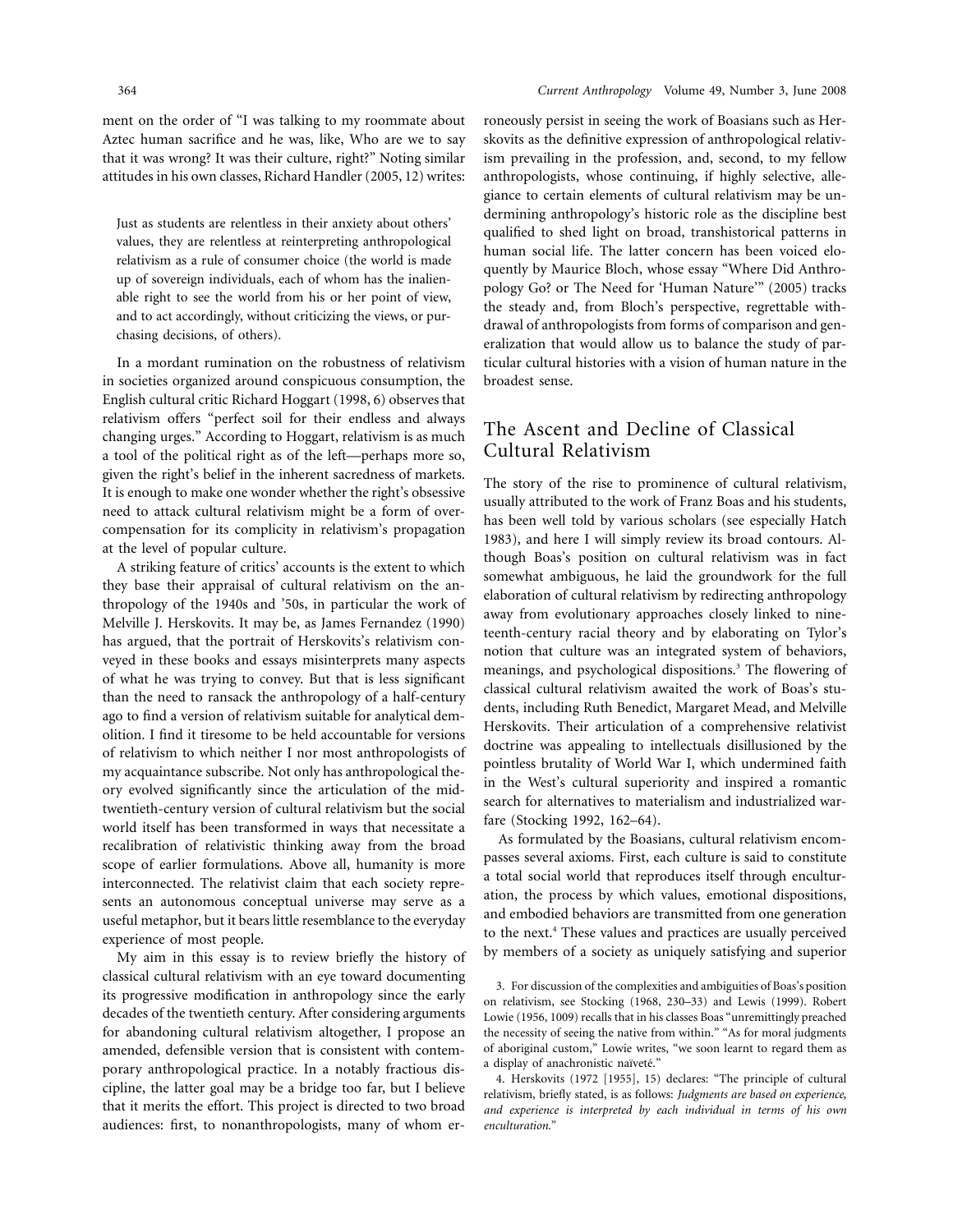ment on the order of "I was talking to my roommate about Aztec human sacrifice and he was, like, Who are we to say that it was wrong? It was their culture, right?" Noting similar attitudes in his own classes, Richard Handler (2005, 12) writes:

> Just as students are relentless in their anxiety about others' values, they are relentless at reinterpreting anthropological relativism as a rule of consumer choice (the world is made up of sovereign individuals, each of whom has the inalienable right to see the world from his or her point of view, and to act accordingly, without criticizing the views, or purchasing decisions, of others).

In a mordant rumination on the robustness of relativism in societies organized around conspicuous consumption, the English cultural critic Richard Hoggart (1998, 6) observes that relativism offers "perfect soil for their endless and always changing urges." According to Hoggart, relativism is as much a tool of the political right as of the left—perhaps more so, given the right's belief in the inherent sacredness of markets. It is enough to make one wonder whether the right's obsessive need to attack cultural relativism might be a form of overcompensation for its complicity in relativism's propagation at the level of popular culture.

A striking feature of critics' accounts is the extent to which they base their appraisal of cultural relativism on the anthropology of the 1940s and '50s, in particular the work of Melville J. Herskovits. It may be, as James Fernandez (1990) has argued, that the portrait of Herskovits's relativism conveyed in these books and essays misinterprets many aspects of what he was trying to convey. But that is less significant than the need to ransack the anthropology of a half-century ago to find a version of relativism suitable for analytical demolition. I find it tiresome to be held accountable for versions of relativism to which neither I nor most anthropologists of my acquaintance subscribe. Not only has anthropological theory evolved significantly since the articulation of the mid-twentieth-century version of cultural relativism but the social world itself has been transformed in ways that necessitate a recalibration of relativistic thinking away from the broad scope of earlier formulations. Above all, humanity is more interconnected. The relativist claim that each society represents an autonomous conceptual universe may serve as a useful metaphor, but it bears little resemblance to the everyday experience of most people.

My aim in this essay is to review briefly the history of classical cultural relativism with an eye toward documenting its progressive modification in anthropology since the early decades of the twentieth century. After considering arguments for abandoning cultural relativism altogether, I propose an amended, defensible version that is consistent with contemporary anthropological practice. In a notably fractious discipline, the latter goal may be a bridge too far, but I believe that it merits the effort. This project is directed to two broad audiences: first, to nonanthropologists, many of whom erroneously persist in seeing the work of Boasians such as Herskovits as the definitive expression of anthropological relativism prevailing in the profession, and, second, to my fellow anthropologists, whose continuing, if highly selective, allegiance to certain elements of cultural relativism may be undermining anthropology's historic role as the discipline best qualified to shed light on broad, transhistorical patterns in human social life. The latter concern has been voiced eloquently by Maurice Bloch, whose essay "Where Did Anthropology Go? or The Need for 'Human Nature'" (2005) tracks the steady and, from Bloch's perspective, regrettable withdrawal of anthropologists from forms of comparison and generalization that would allow us to balance the study of particular cultural histories with a vision of human nature in the broadest sense.

## The Ascent and Decline of Classical Cultural Relativism

The story of the rise to prominence of cultural relativism, usually attributed to the work of Franz Boas and his students, has been well told by various scholars (see especially Hatch 1983), and here I will simply review its broad contours. Although Boas's position on cultural relativism was in fact somewhat ambiguous, he laid the groundwork for the full elaboration of cultural relativism by redirecting anthropology away from evolutionary approaches closely linked to nineteenth-century racial theory and by elaborating on Tylor's notion that culture was an integrated system of behaviors, meanings, and psychological dispositions.[3] The flowering of classical cultural relativism awaited the work of Boas's students, including Ruth Benedict, Margaret Mead, and Melville Herskovits. Their articulation of a comprehensive relativist doctrine was appealing to intellectuals disillusioned by the pointless brutality of World War I, which undermined faith in the West's cultural superiority and inspired a romantic search for alternatives to materialism and industrialized warfare (Stocking 1992, 162–64).

As formulated by the Boasians, cultural relativism encompasses several axioms. First, each culture is said to constitute a total social world that reproduces itself through enculturation, the process by which values, emotional dispositions, and embodied behaviors are transmitted from one generation to the next.[4] These values and practices are usually perceived by members of a society as uniquely satisfying and superior

3. For discussion of the complexities and ambiguities of Boas's position on relativism, see Stocking (1968, 230–33) and Lewis (1999). Robert Lowie (1956, 1009) recalls that in his classes Boas "unremittingly preached the necessity of seeing the native from within." "As for moral judgments of aboriginal custom," Lowie writes, "we soon learnt to regard them as a display of anachronistic naïveté."

4. Herskovits (1972 [1955], 15) declares: "The principle of cultural relativism, briefly stated, is as follows: *Judgments are based on experience, and experience is interpreted by each individual in terms of his own enculturation.*"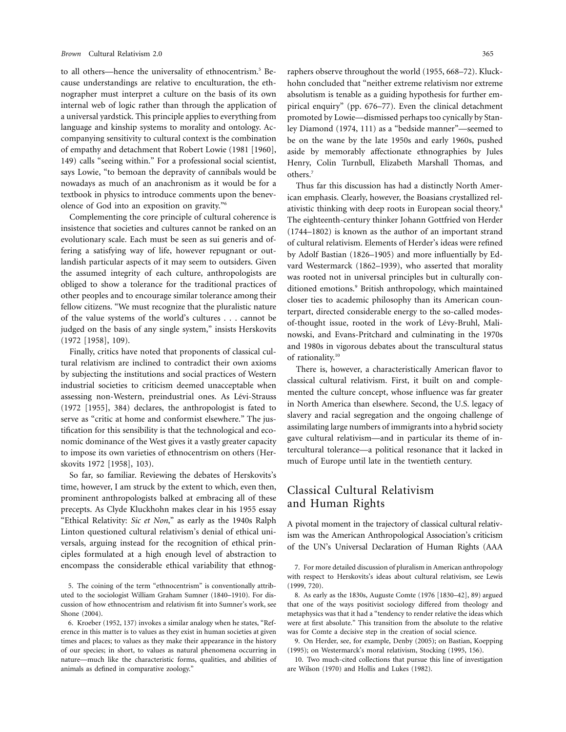to all others—hence the universality of ethnocentrism.[5] Because understandings are relative to enculturation, the ethnographer must interpret a culture on the basis of its own internal web of logic rather than through the application of a universal yardstick. This principle applies to everything from language and kinship systems to morality and ontology. Accompanying sensitivity to cultural context is the combination of empathy and detachment that Robert Lowie (1981 [1960], 149) calls "seeing within." For a professional social scientist, says Lowie, "to bemoan the depravity of cannibals would be nowadays as much of an anachronism as it would be for a textbook in physics to introduce comments upon the benevolence of God into an exposition on gravity."[6]

Complementing the core principle of cultural coherence is insistence that societies and cultures cannot be ranked on an evolutionary scale. Each must be seen as sui generis and offering a satisfying way of life, however repugnant or outlandish particular aspects of it may seem to outsiders. Given the assumed integrity of each culture, anthropologists are obliged to show a tolerance for the traditional practices of other peoples and to encourage similar tolerance among their fellow citizens. "We must recognize that the pluralistic nature of the value systems of the world's cultures . . . cannot be judged on the basis of any single system," insists Herskovits (1972 [1958], 109).

Finally, critics have noted that proponents of classical cultural relativism are inclined to contradict their own axioms by subjecting the institutions and social practices of Western industrial societies to criticism deemed unacceptable when assessing non-Western, preindustrial ones. As Lévi-Strauss (1972 [1955], 384) declares, the anthropologist is fated to serve as "critic at home and conformist elsewhere." The justification for this sensibility is that the technological and economic dominance of the West gives it a vastly greater capacity to impose its own varieties of ethnocentrism on others (Herskovits 1972 [1958], 103).

So far, so familiar. Reviewing the debates of Herskovits's time, however, I am struck by the extent to which, even then, prominent anthropologists balked at embracing all of these precepts. As Clyde Kluckhohn makes clear in his 1955 essay "Ethical Relativity: *Sic et Non*," as early as the 1940s Ralph Linton questioned cultural relativism's denial of ethical universals, arguing instead for the recognition of ethical principles formulated at a high enough level of abstraction to encompass the considerable ethical variability that ethnographers observe throughout the world (1955, 668–72). Kluckhohn concluded that "neither extreme relativism nor extreme absolutism is tenable as a guiding hypothesis for further empirical enquiry" (pp. 676–77). Even the clinical detachment promoted by Lowie—dismissed perhaps too cynically by Stanley Diamond (1974, 111) as a "bedside manner"—seemed to be on the wane by the late 1950s and early 1960s, pushed aside by memorably affectionate ethnographies by Jules Henry, Colin Turnbull, Elizabeth Marshall Thomas, and others.[7]

Thus far this discussion has had a distinctly North American emphasis. Clearly, however, the Boasians crystallized relativistic thinking with deep roots in European social theory.[8] The eighteenth-century thinker Johann Gottfried von Herder (1744–1802) is known as the author of an important strand of cultural relativism. Elements of Herder's ideas were refined by Adolf Bastian (1826–1905) and more influentially by Edvard Westermarck (1862–1939), who asserted that morality was rooted not in universal principles but in culturally conditioned emotions.[9] British anthropology, which maintained closer ties to academic philosophy than its American counterpart, directed considerable energy to the so-called modes-of-thought issue, rooted in the work of Lévy-Bruhl, Malinowski, and Evans-Pritchard and culminating in the 1970s and 1980s in vigorous debates about the transcultural status of rationality.[10]

There is, however, a characteristically American flavor to classical cultural relativism. First, it built on and complemented the culture concept, whose influence was far greater in North America than elsewhere. Second, the U.S. legacy of slavery and racial segregation and the ongoing challenge of assimilating large numbers of immigrants into a hybrid society gave cultural relativism—and in particular its theme of intercultural tolerance—a political resonance that it lacked in much of Europe until late in the twentieth century.

## Classical Cultural Relativism and Human Rights

A pivotal moment in the trajectory of classical cultural relativism was the American Anthropological Association's criticism of the UN's Universal Declaration of Human Rights (AAA

5. The coining of the term "ethnocentrism" is conventionally attributed to the sociologist William Graham Sumner (1840–1910). For discussion of how ethnocentrism and relativism fit into Sumner's work, see Shone (2004).

6. Kroeber (1952, 137) invokes a similar analogy when he states, "Reference in this matter is to values as they exist in human societies at given times and places; to values as they make their appearance in the history of our species; in short, to values as natural phenomena occurring in nature—much like the characteristic forms, qualities, and abilities of animals as defined in comparative zoology."

7. For more detailed discussion of pluralism in American anthropology with respect to Herskovits's ideas about cultural relativism, see Lewis (1999, 720).

8. As early as the 1830s, Auguste Comte (1976 [1830–42], 89) argued that one of the ways positivist sociology differed from theology and metaphysics was that it had a "tendency to render relative the ideas which were at first absolute." This transition from the absolute to the relative was for Comte a decisive step in the creation of social science.

9. On Herder, see, for example, Denby (2005); on Bastian, Koepping (1995); on Westermarck's moral relativism, Stocking (1995, 156).

10. Two much-cited collections that pursue this line of investigation are Wilson (1970) and Hollis and Lukes (1982).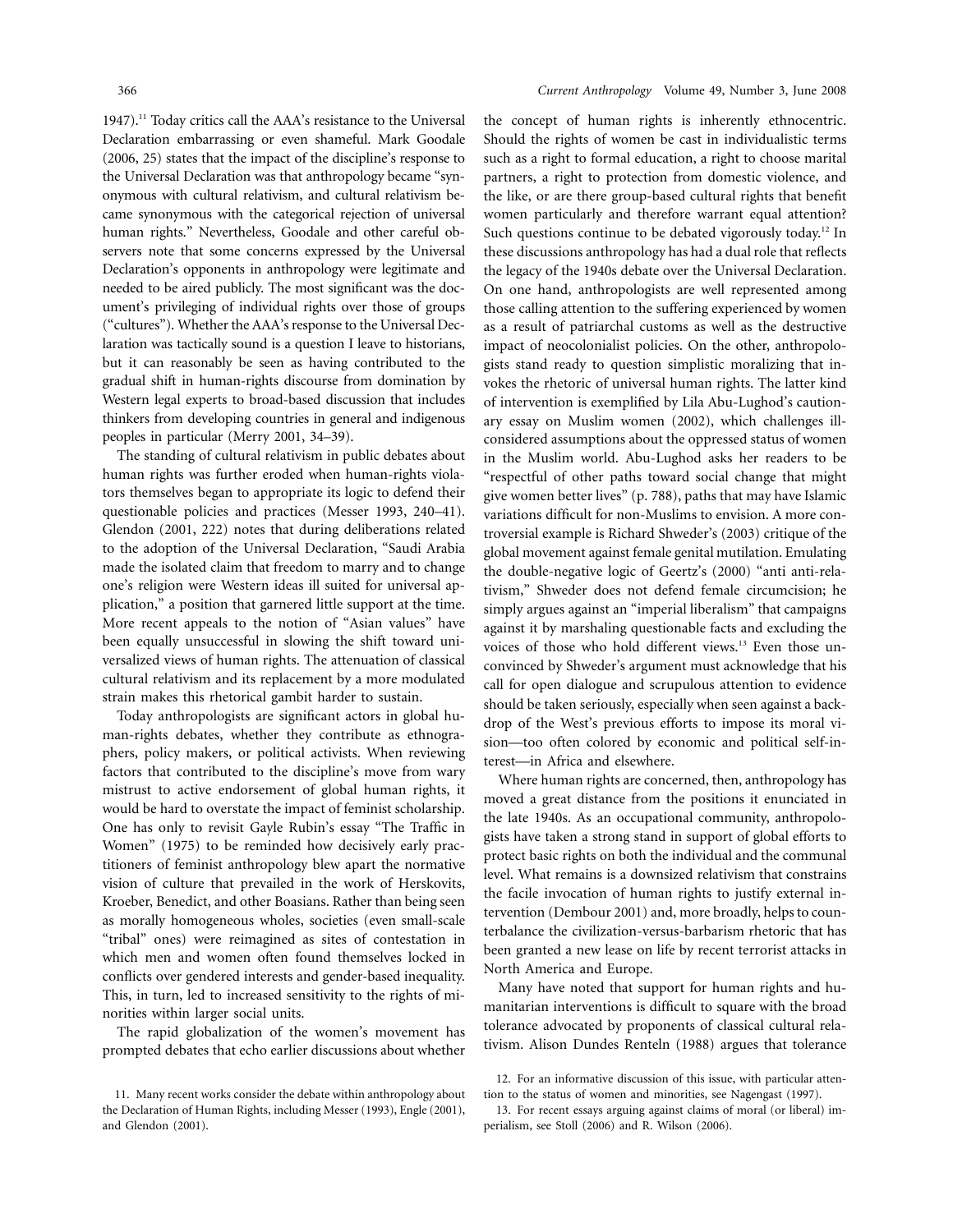1947).[11] Today critics call the AAA's resistance to the Universal Declaration embarrassing or even shameful. Mark Goodale (2006, 25) states that the impact of the discipline's response to the Universal Declaration was that anthropology became "synonymous with cultural relativism, and cultural relativism became synonymous with the categorical rejection of universal human rights." Nevertheless, Goodale and other careful observers note that some concerns expressed by the Universal Declaration's opponents in anthropology were legitimate and needed to be aired publicly. The most significant was the document's privileging of individual rights over those of groups ("cultures"). Whether the AAA's response to the Universal Declaration was tactically sound is a question I leave to historians, but it can reasonably be seen as having contributed to the gradual shift in human-rights discourse from domination by Western legal experts to broad-based discussion that includes thinkers from developing countries in general and indigenous peoples in particular (Merry 2001, 34–39).

The standing of cultural relativism in public debates about human rights was further eroded when human-rights violators themselves began to appropriate its logic to defend their questionable policies and practices (Messer 1993, 240–41). Glendon (2001, 222) notes that during deliberations related to the adoption of the Universal Declaration, "Saudi Arabia made the isolated claim that freedom to marry and to change one's religion were Western ideas ill suited for universal application," a position that garnered little support at the time. More recent appeals to the notion of "Asian values" have been equally unsuccessful in slowing the shift toward universalized views of human rights. The attenuation of classical cultural relativism and its replacement by a more modulated strain makes this rhetorical gambit harder to sustain.

Today anthropologists are significant actors in global human-rights debates, whether they contribute as ethnographers, policy makers, or political activists. When reviewing factors that contributed to the discipline's move from wary mistrust to active endorsement of global human rights, it would be hard to overstate the impact of feminist scholarship. One has only to revisit Gayle Rubin's essay "The Traffic in Women" (1975) to be reminded how decisively early practitioners of feminist anthropology blew apart the normative vision of culture that prevailed in the work of Herskovits, Kroeber, Benedict, and other Boasians. Rather than being seen as morally homogeneous wholes, societies (even small-scale "tribal" ones) were reimagined as sites of contestation in which men and women often found themselves locked in conflicts over gendered interests and gender-based inequality. This, in turn, led to increased sensitivity to the rights of minorities within larger social units.

The rapid globalization of the women's movement has prompted debates that echo earlier discussions about whether the concept of human rights is inherently ethnocentric. Should the rights of women be cast in individualistic terms such as a right to formal education, a right to choose marital partners, a right to protection from domestic violence, and the like, or are there group-based cultural rights that benefit women particularly and therefore warrant equal attention? Such questions continue to be debated vigorously today.[12] In these discussions anthropology has had a dual role that reflects the legacy of the 1940s debate over the Universal Declaration. On one hand, anthropologists are well represented among those calling attention to the suffering experienced by women as a result of patriarchal customs as well as the destructive impact of neocolonialist policies. On the other, anthropologists stand ready to question simplistic moralizing that invokes the rhetoric of universal human rights. The latter kind of intervention is exemplified by Lila Abu-Lughod's cautionary essay on Muslim women (2002), which challenges ill-considered assumptions about the oppressed status of women in the Muslim world. Abu-Lughod asks her readers to be "respectful of other paths toward social change that might give women better lives" (p. 788), paths that may have Islamic variations difficult for non-Muslims to envision. A more controversial example is Richard Shweder's (2003) critique of the global movement against female genital mutilation. Emulating the double-negative logic of Geertz's (2000) "anti anti-relativism," Shweder does not defend female circumcision; he simply argues against an "imperial liberalism" that campaigns against it by marshaling questionable facts and excluding the voices of those who hold different views.[13] Even those unconvinced by Shweder's argument must acknowledge that his call for open dialogue and scrupulous attention to evidence should be taken seriously, especially when seen against a backdrop of the West's previous efforts to impose its moral vision—too often colored by economic and political self-interest—in Africa and elsewhere.

Where human rights are concerned, then, anthropology has moved a great distance from the positions it enunciated in the late 1940s. As an occupational community, anthropologists have taken a strong stand in support of global efforts to protect basic rights on both the individual and the communal level. What remains is a downsized relativism that constrains the facile invocation of human rights to justify external intervention (Dembour 2001) and, more broadly, helps to counterbalance the civilization-versus-barbarism rhetoric that has been granted a new lease on life by recent terrorist attacks in North America and Europe.

Many have noted that support for human rights and humanitarian interventions is difficult to square with the broad tolerance advocated by proponents of classical cultural relativism. Alison Dundes Renteln (1988) argues that tolerance

11. Many recent works consider the debate within anthropology about the Declaration of Human Rights, including Messer (1993), Engle (2001), and Glendon (2001).

12. For an informative discussion of this issue, with particular attention to the status of women and minorities, see Nagengast (1997).

13. For recent essays arguing against claims of moral (or liberal) imperialism, see Stoll (2006) and R. Wilson (2006).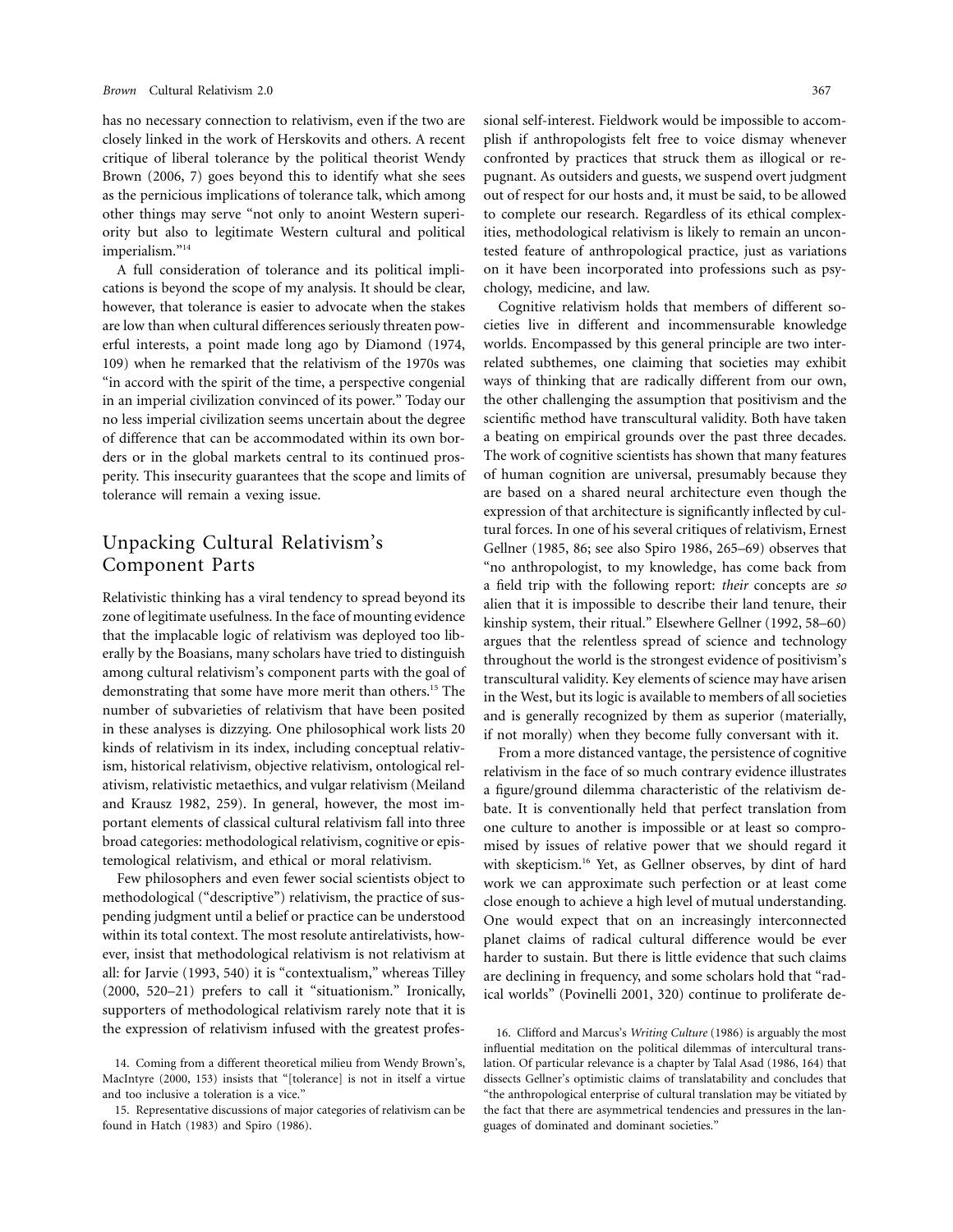has no necessary connection to relativism, even if the two are closely linked in the work of Herskovits and others. A recent critique of liberal tolerance by the political theorist Wendy Brown (2006, 7) goes beyond this to identify what she sees as the pernicious implications of tolerance talk, which among other things may serve "not only to anoint Western superiority but also to legitimate Western cultural and political imperialism."[14]

A full consideration of tolerance and its political implications is beyond the scope of my analysis. It should be clear, however, that tolerance is easier to advocate when the stakes are low than when cultural differences seriously threaten powerful interests, a point made long ago by Diamond (1974, 109) when he remarked that the relativism of the 1970s was "in accord with the spirit of the time, a perspective congenial in an imperial civilization convinced of its power." Today our no less imperial civilization seems uncertain about the degree of difference that can be accommodated within its own borders or in the global markets central to its continued prosperity. This insecurity guarantees that the scope and limits of tolerance will remain a vexing issue.

## Unpacking Cultural Relativism's Component Parts

Relativistic thinking has a viral tendency to spread beyond its zone of legitimate usefulness. In the face of mounting evidence that the implacable logic of relativism was deployed too liberally by the Boasians, many scholars have tried to distinguish among cultural relativism's component parts with the goal of demonstrating that some have more merit than others.[15] The number of subvarieties of relativism that have been posited in these analyses is dizzying. One philosophical work lists 20 kinds of relativism in its index, including conceptual relativism, historical relativism, objective relativism, ontological relativism, relativistic metaethics, and vulgar relativism (Meiland and Krausz 1982, 259). In general, however, the most important elements of classical cultural relativism fall into three broad categories: methodological relativism, cognitive or epistemological relativism, and ethical or moral relativism.

Few philosophers and even fewer social scientists object to methodological ("descriptive") relativism, the practice of suspending judgment until a belief or practice can be understood within its total context. The most resolute antirelativists, however, insist that methodological relativism is not relativism at all: for Jarvie (1993, 540) it is "contextualism," whereas Tilley (2000, 520–21) prefers to call it "situationism." Ironically, supporters of methodological relativism rarely note that it is the expression of relativism infused with the greatest professional self-interest. Fieldwork would be impossible to accomplish if anthropologists felt free to voice dismay whenever confronted by practices that struck them as illogical or repugnant. As outsiders and guests, we suspend overt judgment out of respect for our hosts and, it must be said, to be allowed to complete our research. Regardless of its ethical complexities, methodological relativism is likely to remain an uncontested feature of anthropological practice, just as variations on it have been incorporated into professions such as psychology, medicine, and law.

Cognitive relativism holds that members of different societies live in different and incommensurable knowledge worlds. Encompassed by this general principle are two interrelated subthemes, one claiming that societies may exhibit ways of thinking that are radically different from our own, the other challenging the assumption that positivism and the scientific method have transcultural validity. Both have taken a beating on empirical grounds over the past three decades. The work of cognitive scientists has shown that many features of human cognition are universal, presumably because they are based on a shared neural architecture even though the expression of that architecture is significantly inflected by cultural forces. In one of his several critiques of relativism, Ernest Gellner (1985, 86; see also Spiro 1986, 265–69) observes that "no anthropologist, to my knowledge, has come back from a field trip with the following report: *their* concepts are *so* alien that it is impossible to describe their land tenure, their kinship system, their ritual." Elsewhere Gellner (1992, 58–60) argues that the relentless spread of science and technology throughout the world is the strongest evidence of positivism's transcultural validity. Key elements of science may have arisen in the West, but its logic is available to members of all societies and is generally recognized by them as superior (materially, if not morally) when they become fully conversant with it.

From a more distanced vantage, the persistence of cognitive relativism in the face of so much contrary evidence illustrates a figure/ground dilemma characteristic of the relativism debate. It is conventionally held that perfect translation from one culture to another is impossible or at least so compromised by issues of relative power that we should regard it with skepticism.[16] Yet, as Gellner observes, by dint of hard work we can approximate such perfection or at least come close enough to achieve a high level of mutual understanding. One would expect that on an increasingly interconnected planet claims of radical cultural difference would be ever harder to sustain. But there is little evidence that such claims are declining in frequency, and some scholars hold that "radical worlds" (Povinelli 2001, 320) continue to proliferate de-

14. Coming from a different theoretical milieu from Wendy Brown's, MacIntyre (2000, 153) insists that "[tolerance] is not in itself a virtue and too inclusive a toleration is a vice."

15. Representative discussions of major categories of relativism can be found in Hatch (1983) and Spiro (1986).

16. Clifford and Marcus's *Writing Culture* (1986) is arguably the most influential meditation on the political dilemmas of intercultural translation. Of particular relevance is a chapter by Talal Asad (1986, 164) that dissects Gellner's optimistic claims of translatability and concludes that "the anthropological enterprise of cultural translation may be vitiated by the fact that there are asymmetrical tendencies and pressures in the languages of dominated and dominant societies."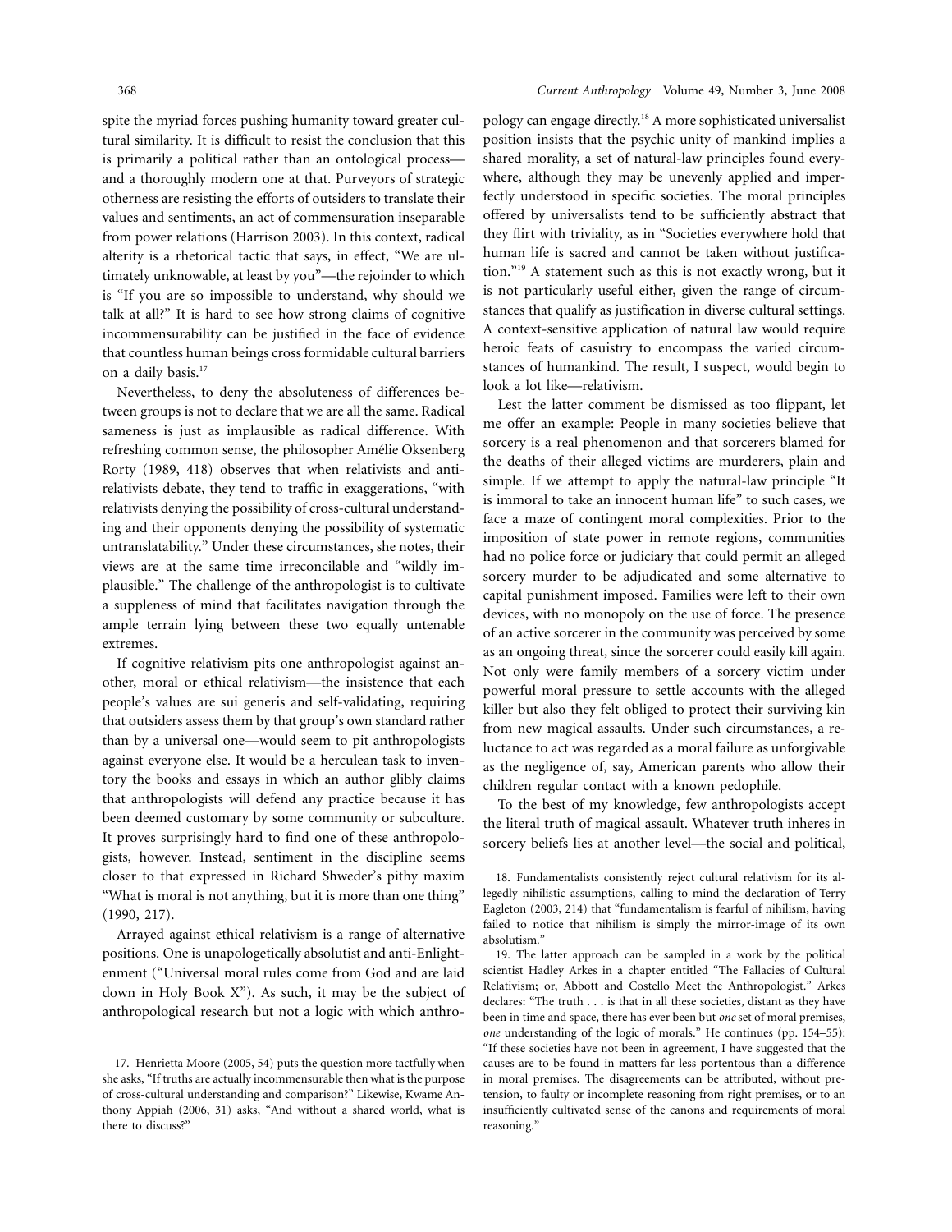spite the myriad forces pushing humanity toward greater cultural similarity. It is difficult to resist the conclusion that this is primarily a political rather than an ontological process—and a thoroughly modern one at that. Purveyors of strategic otherness are resisting the efforts of outsiders to translate their values and sentiments, an act of commensuration inseparable from power relations (Harrison 2003). In this context, radical alterity is a rhetorical tactic that says, in effect, "We are ultimately unknowable, at least by you"—the rejoinder to which is "If you are so impossible to understand, why should we talk at all?" It is hard to see how strong claims of cognitive incommensurability can be justified in the face of evidence that countless human beings cross formidable cultural barriers on a daily basis.[17]

Nevertheless, to deny the absoluteness of differences between groups is not to declare that we are all the same. Radical sameness is just as implausible as radical difference. With refreshing common sense, the philosopher Amélie Oksenberg Rorty (1989, 418) observes that when relativists and antirelativists debate, they tend to traffic in exaggerations, "with relativists denying the possibility of cross-cultural understanding and their opponents denying the possibility of systematic untranslatability." Under these circumstances, she notes, their views are at the same time irreconcilable and "wildly implausible." The challenge of the anthropologist is to cultivate a suppleness of mind that facilitates navigation through the ample terrain lying between these two equally untenable extremes.

If cognitive relativism pits one anthropologist against another, moral or ethical relativism—the insistence that each people's values are sui generis and self-validating, requiring that outsiders assess them by that group's own standard rather than by a universal one—would seem to pit anthropologists against everyone else. It would be a herculean task to inventory the books and essays in which an author glibly claims that anthropologists will defend any practice because it has been deemed customary by some community or subculture. It proves surprisingly hard to find one of these anthropologists, however. Instead, sentiment in the discipline seems closer to that expressed in Richard Shweder's pithy maxim "What is moral is not anything, but it is more than one thing" (1990, 217).

Arrayed against ethical relativism is a range of alternative positions. One is unapologetically absolutist and anti-Enlightenment ("Universal moral rules come from God and are laid down in Holy Book X"). As such, it may be the subject of anthropological research but not a logic with which anthropology can engage directly.[18] A more sophisticated universalist position insists that the psychic unity of mankind implies a shared morality, a set of natural-law principles found everywhere, although they may be unevenly applied and imperfectly understood in specific societies. The moral principles offered by universalists tend to be sufficiently abstract that they flirt with triviality, as in "Societies everywhere hold that human life is sacred and cannot be taken without justification."[19] A statement such as this is not exactly wrong, but it is not particularly useful either, given the range of circumstances that qualify as justification in diverse cultural settings. A context-sensitive application of natural law would require heroic feats of casuistry to encompass the varied circumstances of humankind. The result, I suspect, would begin to look a lot like—relativism.

Lest the latter comment be dismissed as too flippant, let me offer an example: People in many societies believe that sorcery is a real phenomenon and that sorcerers blamed for the deaths of their alleged victims are murderers, plain and simple. If we attempt to apply the natural-law principle "It is immoral to take an innocent human life" to such cases, we face a maze of contingent moral complexities. Prior to the imposition of state power in remote regions, communities had no police force or judiciary that could permit an alleged sorcery murder to be adjudicated and some alternative to capital punishment imposed. Families were left to their own devices, with no monopoly on the use of force. The presence of an active sorcerer in the community was perceived by some as an ongoing threat, since the sorcerer could easily kill again. Not only were family members of a sorcery victim under powerful moral pressure to settle accounts with the alleged killer but also they felt obliged to protect their surviving kin from new magical assaults. Under such circumstances, a reluctance to act was regarded as a moral failure as unforgivable as the negligence of, say, American parents who allow their children regular contact with a known pedophile.

To the best of my knowledge, few anthropologists accept the literal truth of magical assault. Whatever truth inheres in sorcery beliefs lies at another level—the social and political,

17. Henrietta Moore (2005, 54) puts the question more tactfully when she asks, "If truths are actually incommensurable then what is the purpose of cross-cultural understanding and comparison?" Likewise, Kwame Anthony Appiah (2006, 31) asks, "And without a shared world, what is there to discuss?"

18. Fundamentalists consistently reject cultural relativism for its allegedly nihilistic assumptions, calling to mind the declaration of Terry Eagleton (2003, 214) that "fundamentalism is fearful of nihilism, having failed to notice that nihilism is simply the mirror-image of its own absolutism."

19. The latter approach can be sampled in a work by the political scientist Hadley Arkes in a chapter entitled "The Fallacies of Cultural Relativism; or, Abbott and Costello Meet the Anthropologist." Arkes declares: "The truth . . . is that in all these societies, distant as they have been in time and space, there has ever been but *one* set of moral premises, *one* understanding of the logic of morals." He continues (pp. 154–55): "If these societies have not been in agreement, I have suggested that the causes are to be found in matters far less portentous than a difference in moral premises. The disagreements can be attributed, without pretension, to faulty or incomplete reasoning from right premises, or to an insufficiently cultivated sense of the canons and requirements of moral reasoning."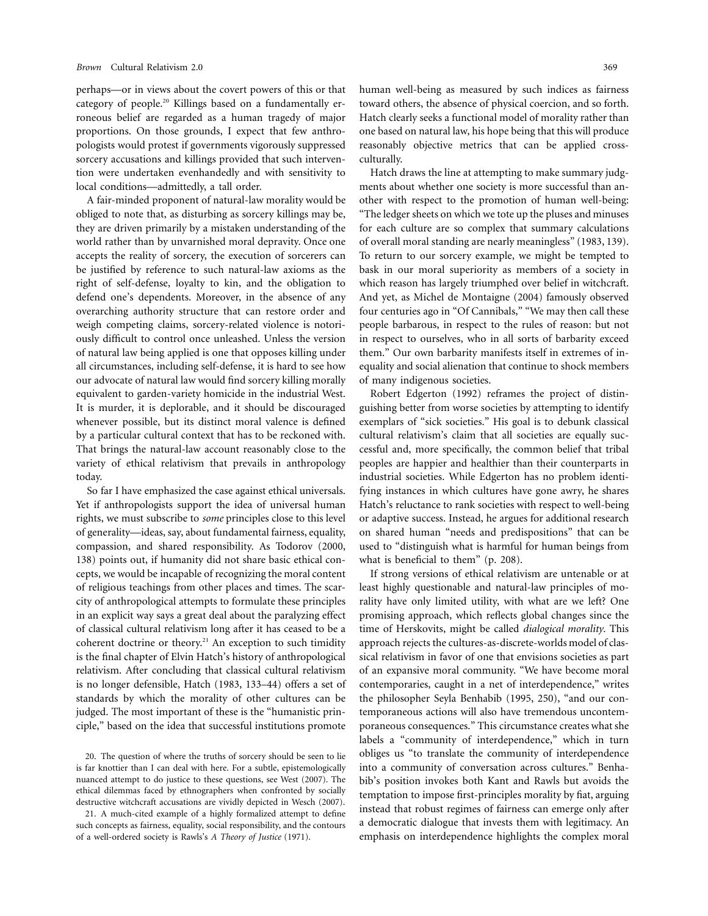perhaps—or in views about the covert powers of this or that category of people.[20] Killings based on a fundamentally erroneous belief are regarded as a human tragedy of major proportions. On those grounds, I expect that few anthropologists would protest if governments vigorously suppressed sorcery accusations and killings provided that such intervention were undertaken evenhandedly and with sensitivity to local conditions—admittedly, a tall order.

A fair-minded proponent of natural-law morality would be obliged to note that, as disturbing as sorcery killings may be, they are driven primarily by a mistaken understanding of the world rather than by unvarnished moral depravity. Once one accepts the reality of sorcery, the execution of sorcerers can be justified by reference to such natural-law axioms as the right of self-defense, loyalty to kin, and the obligation to defend one's dependents. Moreover, in the absence of any overarching authority structure that can restore order and weigh competing claims, sorcery-related violence is notoriously difficult to control once unleashed. Unless the version of natural law being applied is one that opposes killing under all circumstances, including self-defense, it is hard to see how our advocate of natural law would find sorcery killing morally equivalent to garden-variety homicide in the industrial West. It is murder, it is deplorable, and it should be discouraged whenever possible, but its distinct moral valence is defined by a particular cultural context that has to be reckoned with. That brings the natural-law account reasonably close to the variety of ethical relativism that prevails in anthropology today.

So far I have emphasized the case against ethical universals. Yet if anthropologists support the idea of universal human rights, we must subscribe to *some* principles close to this level of generality—ideas, say, about fundamental fairness, equality, compassion, and shared responsibility. As Todorov (2000, 138) points out, if humanity did not share basic ethical concepts, we would be incapable of recognizing the moral content of religious teachings from other places and times. The scarcity of anthropological attempts to formulate these principles in an explicit way says a great deal about the paralyzing effect of classical cultural relativism long after it has ceased to be a coherent doctrine or theory.[21] An exception to such timidity is the final chapter of Elvin Hatch's history of anthropological relativism. After concluding that classical cultural relativism is no longer defensible, Hatch (1983, 133–44) offers a set of standards by which the morality of other cultures can be judged. The most important of these is the "humanistic principle," based on the idea that successful institutions promote human well-being as measured by such indices as fairness toward others, the absence of physical coercion, and so forth. Hatch clearly seeks a functional model of morality rather than one based on natural law, his hope being that this will produce reasonably objective metrics that can be applied cross-culturally.

Hatch draws the line at attempting to make summary judgments about whether one society is more successful than another with respect to the promotion of human well-being: "The ledger sheets on which we tote up the pluses and minuses for each culture are so complex that summary calculations of overall moral standing are nearly meaningless" (1983, 139). To return to our sorcery example, we might be tempted to bask in our moral superiority as members of a society in which reason has largely triumphed over belief in witchcraft. And yet, as Michel de Montaigne (2004) famously observed four centuries ago in "Of Cannibals," "We may then call these people barbarous, in respect to the rules of reason: but not in respect to ourselves, who in all sorts of barbarity exceed them." Our own barbarity manifests itself in extremes of inequality and social alienation that continue to shock members of many indigenous societies.

Robert Edgerton (1992) reframes the project of distinguishing better from worse societies by attempting to identify exemplars of "sick societies." His goal is to debunk classical cultural relativism's claim that all societies are equally successful and, more specifically, the common belief that tribal peoples are happier and healthier than their counterparts in industrial societies. While Edgerton has no problem identifying instances in which cultures have gone awry, he shares Hatch's reluctance to rank societies with respect to well-being or adaptive success. Instead, he argues for additional research on shared human "needs and predispositions" that can be used to "distinguish what is harmful for human beings from what is beneficial to them" (p. 208).

If strong versions of ethical relativism are untenable or at least highly questionable and natural-law principles of morality have only limited utility, with what are we left? One promising approach, which reflects global changes since the time of Herskovits, might be called *dialogical morality*. This approach rejects the cultures-as-discrete-worlds model of classical relativism in favor of one that envisions societies as part of an expansive moral community. "We have become moral contemporaries, caught in a net of interdependence," writes the philosopher Seyla Benhabib (1995, 250), "and our contemporaneous actions will also have tremendous uncontemporaneous consequences." This circumstance creates what she labels a "community of interdependence," which in turn obliges us "to translate the community of interdependence into a community of conversation across cultures." Benhabib's position invokes both Kant and Rawls but avoids the temptation to impose first-principles morality by fiat, arguing instead that robust regimes of fairness can emerge only after a democratic dialogue that invests them with legitimacy. An emphasis on interdependence highlights the complex moral

20. The question of where the truths of sorcery should be seen to lie is far knottier than I can deal with here. For a subtle, epistemologically nuanced attempt to do justice to these questions, see West (2007). The ethical dilemmas faced by ethnographers when confronted by socially destructive witchcraft accusations are vividly depicted in Wesch (2007).

21. A much-cited example of a highly formalized attempt to define such concepts as fairness, equality, social responsibility, and the contours of a well-ordered society is Rawls's *A Theory of Justice* (1971).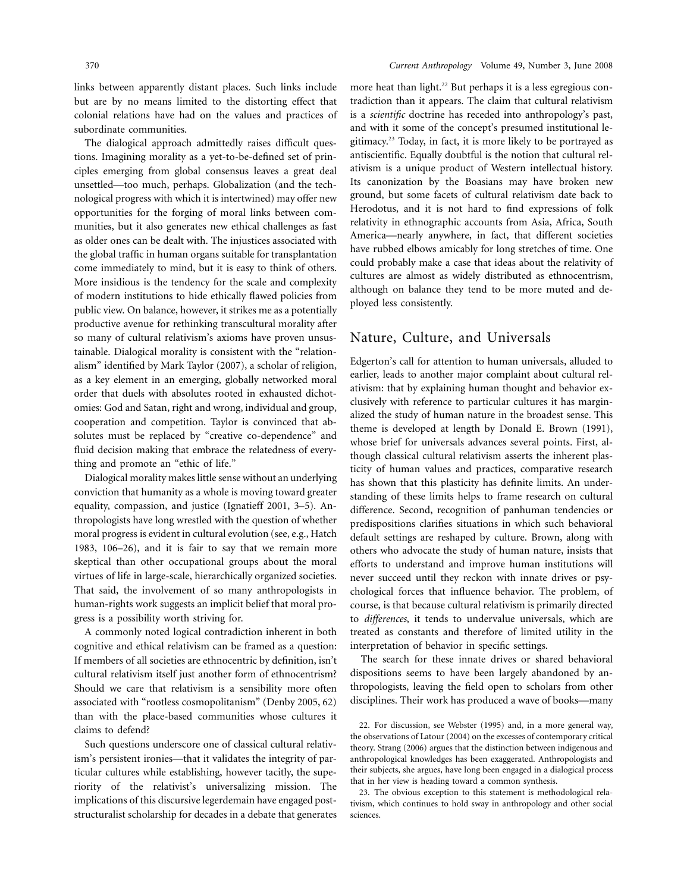links between apparently distant places. Such links include but are by no means limited to the distorting effect that colonial relations have had on the values and practices of subordinate communities.

The dialogical approach admittedly raises difficult questions. Imagining morality as a yet-to-be-defined set of principles emerging from global consensus leaves a great deal unsettled—too much, perhaps. Globalization (and the technological progress with which it is intertwined) may offer new opportunities for the forging of moral links between communities, but it also generates new ethical challenges as fast as older ones can be dealt with. The injustices associated with the global traffic in human organs suitable for transplantation come immediately to mind, but it is easy to think of others. More insidious is the tendency for the scale and complexity of modern institutions to hide ethically flawed policies from public view. On balance, however, it strikes me as a potentially productive avenue for rethinking transcultural morality after so many of cultural relativism's axioms have proven unsustainable. Dialogical morality is consistent with the "relationalism" identified by Mark Taylor (2007), a scholar of religion, as a key element in an emerging, globally networked moral order that duels with absolutes rooted in exhausted dichotomies: God and Satan, right and wrong, individual and group, cooperation and competition. Taylor is convinced that absolutes must be replaced by "creative co-dependence" and fluid decision making that embrace the relatedness of everything and promote an "ethic of life."

Dialogical morality makes little sense without an underlying conviction that humanity as a whole is moving toward greater equality, compassion, and justice (Ignatieff 2001, 3–5). Anthropologists have long wrestled with the question of whether moral progress is evident in cultural evolution (see, e.g., Hatch 1983, 106–26), and it is fair to say that we remain more skeptical than other occupational groups about the moral virtues of life in large-scale, hierarchically organized societies. That said, the involvement of so many anthropologists in human-rights work suggests an implicit belief that moral progress is a possibility worth striving for.

A commonly noted logical contradiction inherent in both cognitive and ethical relativism can be framed as a question: If members of all societies are ethnocentric by definition, isn't cultural relativism itself just another form of ethnocentrism? Should we care that relativism is a sensibility more often associated with "rootless cosmopolitanism" (Denby 2005, 62) than with the place-based communities whose cultures it claims to defend?

Such questions underscore one of classical cultural relativism's persistent ironies—that it validates the integrity of particular cultures while establishing, however tacitly, the superiority of the relativist's universalizing mission. The implications of this discursive legerdemain have engaged poststructuralist scholarship for decades in a debate that generates more heat than light.[22] But perhaps it is a less egregious contradiction than it appears. The claim that cultural relativism is a *scientific* doctrine has receded into anthropology's past, and with it some of the concept's presumed institutional legitimacy.[23] Today, in fact, it is more likely to be portrayed as antiscientific. Equally doubtful is the notion that cultural relativism is a unique product of Western intellectual history. Its canonization by the Boasians may have broken new ground, but some facets of cultural relativism date back to Herodotus, and it is not hard to find expressions of folk relativity in ethnographic accounts from Asia, Africa, South America—nearly anywhere, in fact, that different societies have rubbed elbows amicably for long stretches of time. One could probably make a case that ideas about the relativity of cultures are almost as widely distributed as ethnocentrism, although on balance they tend to be more muted and deployed less consistently.

## Nature, Culture, and Universals

Edgerton's call for attention to human universals, alluded to earlier, leads to another major complaint about cultural relativism: that by explaining human thought and behavior exclusively with reference to particular cultures it has marginalized the study of human nature in the broadest sense. This theme is developed at length by Donald E. Brown (1991), whose brief for universals advances several points. First, although classical cultural relativism asserts the inherent plasticity of human values and practices, comparative research has shown that this plasticity has definite limits. An understanding of these limits helps to frame research on cultural difference. Second, recognition of panhuman tendencies or predispositions clarifies situations in which such behavioral default settings are reshaped by culture. Brown, along with others who advocate the study of human nature, insists that efforts to understand and improve human institutions will never succeed until they reckon with innate drives or psychological forces that influence behavior. The problem, of course, is that because cultural relativism is primarily directed to *differences*, it tends to undervalue universals, which are treated as constants and therefore of limited utility in the interpretation of behavior in specific settings.

The search for these innate drives or shared behavioral dispositions seems to have been largely abandoned by anthropologists, leaving the field open to scholars from other disciplines. Their work has produced a wave of books—many

22. For discussion, see Webster (1995) and, in a more general way, the observations of Latour (2004) on the excesses of contemporary critical theory. Strang (2006) argues that the distinction between indigenous and anthropological knowledges has been exaggerated. Anthropologists and their subjects, she argues, have long been engaged in a dialogical process that in her view is heading toward a common synthesis.

23. The obvious exception to this statement is methodological relativism, which continues to hold sway in anthropology and other social sciences.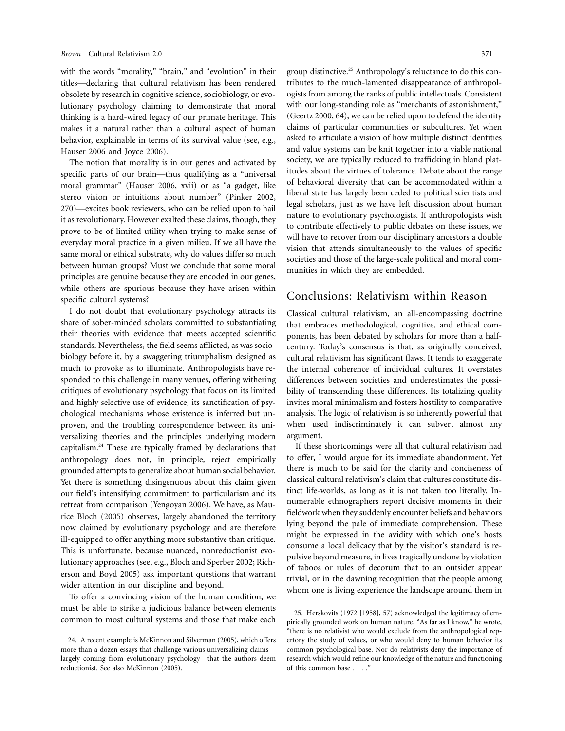with the words "morality," "brain," and "evolution" in their titles—declaring that cultural relativism has been rendered obsolete by research in cognitive science, sociobiology, or evolutionary psychology claiming to demonstrate that moral thinking is a hard-wired legacy of our primate heritage. This makes it a natural rather than a cultural aspect of human behavior, explainable in terms of its survival value (see, e.g., Hauser 2006 and Joyce 2006).

The notion that morality is in our genes and activated by specific parts of our brain—thus qualifying as a "universal moral grammar" (Hauser 2006, xvii) or as "a gadget, like stereo vision or intuitions about number" (Pinker 2002, 270)—excites book reviewers, who can be relied upon to hail it as revolutionary. However exalted these claims, though, they prove to be of limited utility when trying to make sense of everyday moral practice in a given milieu. If we all have the same moral or ethical substrate, why do values differ so much between human groups? Must we conclude that some moral principles are genuine because they are encoded in our genes, while others are spurious because they have arisen within specific cultural systems?

I do not doubt that evolutionary psychology attracts its share of sober-minded scholars committed to substantiating their theories with evidence that meets accepted scientific standards. Nevertheless, the field seems afflicted, as was sociobiology before it, by a swaggering triumphalism designed as much to provoke as to illuminate. Anthropologists have responded to this challenge in many venues, offering withering critiques of evolutionary psychology that focus on its limited and highly selective use of evidence, its sanctification of psychological mechanisms whose existence is inferred but unproven, and the troubling correspondence between its universalizing theories and the principles underlying modern capitalism.[24] These are typically framed by declarations that anthropology does not, in principle, reject empirically grounded attempts to generalize about human social behavior. Yet there is something disingenuous about this claim given our field's intensifying commitment to particularism and its retreat from comparison (Yengoyan 2006). We have, as Maurice Bloch (2005) observes, largely abandoned the territory now claimed by evolutionary psychology and are therefore ill-equipped to offer anything more substantive than critique. This is unfortunate, because nuanced, nonreductionist evolutionary approaches (see, e.g., Bloch and Sperber 2002; Richerson and Boyd 2005) ask important questions that warrant wider attention in our discipline and beyond.

To offer a convincing vision of the human condition, we must be able to strike a judicious balance between elements common to most cultural systems and those that make each group distinctive.[25] Anthropology's reluctance to do this contributes to the much-lamented disappearance of anthropologists from among the ranks of public intellectuals. Consistent with our long-standing role as "merchants of astonishment," (Geertz 2000, 64), we can be relied upon to defend the identity claims of particular communities or subcultures. Yet when asked to articulate a vision of how multiple distinct identities and value systems can be knit together into a viable national society, we are typically reduced to trafficking in bland platitudes about the virtues of tolerance. Debate about the range of behavioral diversity that can be accommodated within a liberal state has largely been ceded to political scientists and legal scholars, just as we have left discussion about human nature to evolutionary psychologists. If anthropologists wish to contribute effectively to public debates on these issues, we will have to recover from our disciplinary ancestors a double vision that attends simultaneously to the values of specific societies and those of the large-scale political and moral communities in which they are embedded.

## Conclusions: Relativism within Reason

Classical cultural relativism, an all-encompassing doctrine that embraces methodological, cognitive, and ethical components, has been debated by scholars for more than a half-century. Today's consensus is that, as originally conceived, cultural relativism has significant flaws. It tends to exaggerate the internal coherence of individual cultures. It overstates differences between societies and underestimates the possibility of transcending these differences. Its totalizing quality invites moral minimalism and fosters hostility to comparative analysis. The logic of relativism is so inherently powerful that when used indiscriminately it can subvert almost any argument.

If these shortcomings were all that cultural relativism had to offer, I would argue for its immediate abandonment. Yet there is much to be said for the clarity and conciseness of classical cultural relativism's claim that cultures constitute distinct life-worlds, as long as it is not taken too literally. Innumerable ethnographers report decisive moments in their fieldwork when they suddenly encounter beliefs and behaviors lying beyond the pale of immediate comprehension. These might be expressed in the avidity with which one's hosts consume a local delicacy that by the visitor's standard is repulsive beyond measure, in lives tragically undone by violation of taboos or rules of decorum that to an outsider appear trivial, or in the dawning recognition that the people among whom one is living experience the landscape around them in

24. A recent example is McKinnon and Silverman (2005), which offers more than a dozen essays that challenge various universalizing claims—largely coming from evolutionary psychology—that the authors deem reductionist. See also McKinnon (2005).

25. Herskovits (1972 [1958], 57) acknowledged the legitimacy of empirically grounded work on human nature. "As far as I know," he wrote, "there is no relativist who would exclude from the anthropological repertory the study of values, or who would deny to human behavior its common psychological base. Nor do relativists deny the importance of research which would refine our knowledge of the nature and functioning of this common base . . . ."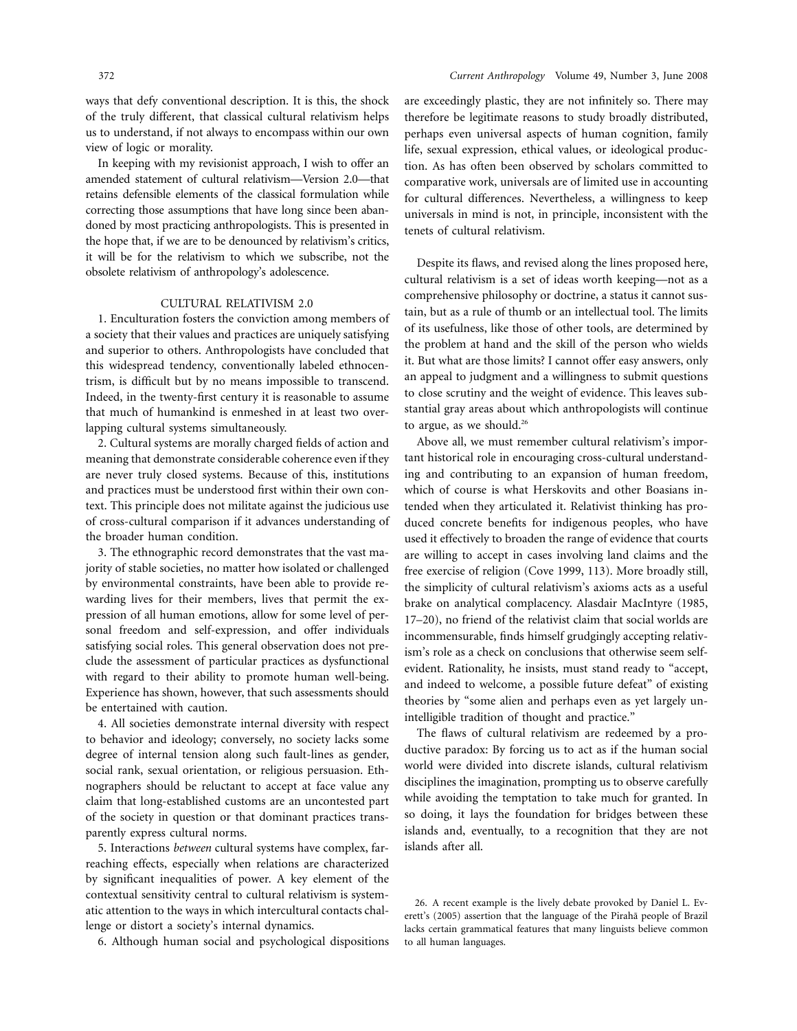ways that defy conventional description. It is this, the shock of the truly different, that classical cultural relativism helps us to understand, if not always to encompass within our own view of logic or morality.

In keeping with my revisionist approach, I wish to offer an amended statement of cultural relativism—Version 2.0—that retains defensible elements of the classical formulation while correcting those assumptions that have long since been abandoned by most practicing anthropologists. This is presented in the hope that, if we are to be denounced by relativism's critics, it will be for the relativism to which we subscribe, not the obsolete relativism of anthropology's adolescence.

## CULTURAL RELATIVISM 2.0

1. Enculturation fosters the conviction among members of a society that their values and practices are uniquely satisfying and superior to others. Anthropologists have concluded that this widespread tendency, conventionally labeled ethnocentrism, is difficult but by no means impossible to transcend. Indeed, in the twenty-first century it is reasonable to assume that much of humankind is enmeshed in at least two overlapping cultural systems simultaneously.

2. Cultural systems are morally charged fields of action and meaning that demonstrate considerable coherence even if they are never truly closed systems. Because of this, institutions and practices must be understood first within their own context. This principle does not militate against the judicious use of cross-cultural comparison if it advances understanding of the broader human condition.

3. The ethnographic record demonstrates that the vast majority of stable societies, no matter how isolated or challenged by environmental constraints, have been able to provide rewarding lives for their members, lives that permit the expression of all human emotions, allow for some level of personal freedom and self-expression, and offer individuals satisfying social roles. This general observation does not preclude the assessment of particular practices as dysfunctional with regard to their ability to promote human well-being. Experience has shown, however, that such assessments should be entertained with caution.

4. All societies demonstrate internal diversity with respect to behavior and ideology; conversely, no society lacks some degree of internal tension along such fault-lines as gender, social rank, sexual orientation, or religious persuasion. Ethnographers should be reluctant to accept at face value any claim that long-established customs are an uncontested part of the society in question or that dominant practices transparently express cultural norms.

5. Interactions *between* cultural systems have complex, far-reaching effects, especially when relations are characterized by significant inequalities of power. A key element of the contextual sensitivity central to cultural relativism is systematic attention to the ways in which intercultural contacts challenge or distort a society's internal dynamics.

6. Although human social and psychological dispositions are exceedingly plastic, they are not infinitely so. There may therefore be legitimate reasons to study broadly distributed, perhaps even universal aspects of human cognition, family life, sexual expression, ethical values, or ideological production. As has often been observed by scholars committed to comparative work, universals are of limited use in accounting for cultural differences. Nevertheless, a willingness to keep universals in mind is not, in principle, inconsistent with the tenets of cultural relativism.

Despite its flaws, and revised along the lines proposed here, cultural relativism is a set of ideas worth keeping—not as a comprehensive philosophy or doctrine, a status it cannot sustain, but as a rule of thumb or an intellectual tool. The limits of its usefulness, like those of other tools, are determined by the problem at hand and the skill of the person who wields it. But what are those limits? I cannot offer easy answers, only an appeal to judgment and a willingness to submit questions to close scrutiny and the weight of evidence. This leaves substantial gray areas about which anthropologists will continue to argue, as we should.[26]

Above all, we must remember cultural relativism's important historical role in encouraging cross-cultural understanding and contributing to an expansion of human freedom, which of course is what Herskovits and other Boasians intended when they articulated it. Relativist thinking has produced concrete benefits for indigenous peoples, who have used it effectively to broaden the range of evidence that courts are willing to accept in cases involving land claims and the free exercise of religion (Cove 1999, 113). More broadly still, the simplicity of cultural relativism's axioms acts as a useful brake on analytical complacency. Alasdair MacIntyre (1985, 17–20), no friend of the relativist claim that social worlds are incommensurable, finds himself grudgingly accepting relativism's role as a check on conclusions that otherwise seem self-evident. Rationality, he insists, must stand ready to "accept, and indeed to welcome, a possible future defeat" of existing theories by "some alien and perhaps even as yet largely unintelligible tradition of thought and practice."

The flaws of cultural relativism are redeemed by a productive paradox: By forcing us to act as if the human social world were divided into discrete islands, cultural relativism disciplines the imagination, prompting us to observe carefully while avoiding the temptation to take much for granted. In so doing, it lays the foundation for bridges between these islands and, eventually, to a recognition that they are not islands after all.

26. A recent example is the lively debate provoked by Daniel L. Everett's (2005) assertion that the language of the Pirahã people of Brazil lacks certain grammatical features that many linguists believe common to all human languages.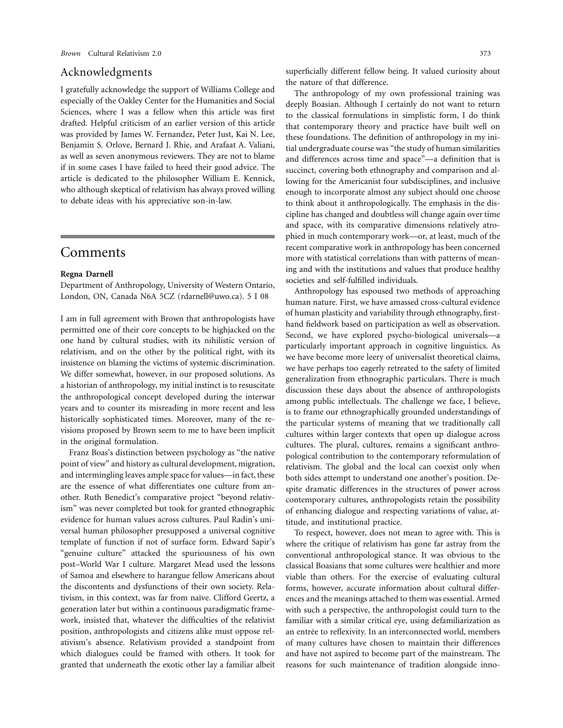## Acknowledgments

I gratefully acknowledge the support of Williams College and especially of the Oakley Center for the Humanities and Social Sciences, where I was a fellow when this article was first drafted. Helpful criticism of an earlier version of this article was provided by James W. Fernandez, Peter Just, Kai N. Lee, Benjamin S. Orlove, Bernard J. Rhie, and Arafaat A. Valiani, as well as seven anonymous reviewers. They are not to blame if in some cases I have failed to heed their good advice. The article is dedicated to the philosopher William E. Kennick, who although skeptical of relativism has always proved willing to debate ideas with his appreciative son-in-law.

# Comments

**Regna Darnell**
Department of Anthropology, University of Western Ontario, London, ON, Canada N6A 5CZ (rdarnell@uwo.ca). 5 I 08

I am in full agreement with Brown that anthropologists have permitted one of their core concepts to be highjacked on the one hand by cultural studies, with its nihilistic version of relativism, and on the other by the political right, with its insistence on blaming the victims of systemic discrimination. We differ somewhat, however, in our proposed solutions. As a historian of anthropology, my initial instinct is to resuscitate the anthropological concept developed during the interwar years and to counter its misreading in more recent and less historically sophisticated times. Moreover, many of the revisions proposed by Brown seem to me to have been implicit in the original formulation.

Franz Boas's distinction between psychology as "the native point of view" and history as cultural development, migration, and intermingling leaves ample space for values—in fact, these are the essence of what differentiates one culture from another. Ruth Benedict's comparative project "beyond relativism" was never completed but took for granted ethnographic evidence for human values across cultures. Paul Radin's universal human philosopher presupposed a universal cognitive template of function if not of surface form. Edward Sapir's "genuine culture" attacked the spuriousness of his own post–World War I culture. Margaret Mead used the lessons of Samoa and elsewhere to harangue fellow Americans about the discontents and dysfunctions of their own society. Relativism, in this context, was far from naïve. Clifford Geertz, a generation later but within a continuous paradigmatic framework, insisted that, whatever the difficulties of the relativist position, anthropologists and citizens alike must oppose relativism's absence. Relativism provided a standpoint from which dialogues could be framed with others. It took for granted that underneath the exotic other lay a familiar albeit superficially different fellow being. It valued curiosity about the nature of that difference.

The anthropology of my own professional training was deeply Boasian. Although I certainly do not want to return to the classical formulations in simplistic form, I do think that contemporary theory and practice have built well on these foundations. The definition of anthropology in my initial undergraduate course was "the study of human similarities and differences across time and space"—a definition that is succinct, covering both ethnography and comparison and allowing for the Americanist four subdisciplines, and inclusive enough to incorporate almost any subject should one choose to think about it anthropologically. The emphasis in the discipline has changed and doubtless will change again over time and space, with its comparative dimensions relatively atrophied in much contemporary work—or, at least, much of the recent comparative work in anthropology has been concerned more with statistical correlations than with patterns of meaning and with the institutions and values that produce healthy societies and self-fulfilled individuals.

Anthropology has espoused two methods of approaching human nature. First, we have amassed cross-cultural evidence of human plasticity and variability through ethnography, firsthand fieldwork based on participation as well as observation. Second, we have explored psycho-biological universals—a particularly important approach in cognitive linguistics. As we have become more leery of universalist theoretical claims, we have perhaps too eagerly retreated to the safety of limited generalization from ethnographic particulars. There is much discussion these days about the absence of anthropologists among public intellectuals. The challenge we face, I believe, is to frame our ethnographically grounded understandings of the particular systems of meaning that we traditionally call cultures within larger contexts that open up dialogue across cultures. The plural, cultures, remains a significant anthropological contribution to the contemporary reformulation of relativism. The global and the local can coexist only when both sides attempt to understand one another's position. Despite dramatic differences in the structures of power across contemporary cultures, anthropologists retain the possibility of enhancing dialogue and respecting variations of value, attitude, and institutional practice.

To respect, however, does not mean to agree with. This is where the critique of relativism has gone far astray from the conventional anthropological stance. It was obvious to the classical Boasians that some cultures were healthier and more viable than others. For the exercise of evaluating cultural forms, however, accurate information about cultural differences and the meanings attached to them was essential. Armed with such a perspective, the anthropologist could turn to the familiar with a similar critical eye, using defamiliarization as an entrée to reflexivity. In an interconnected world, members of many cultures have chosen to maintain their differences and have not aspired to become part of the mainstream. The reasons for such maintenance of tradition alongside inno-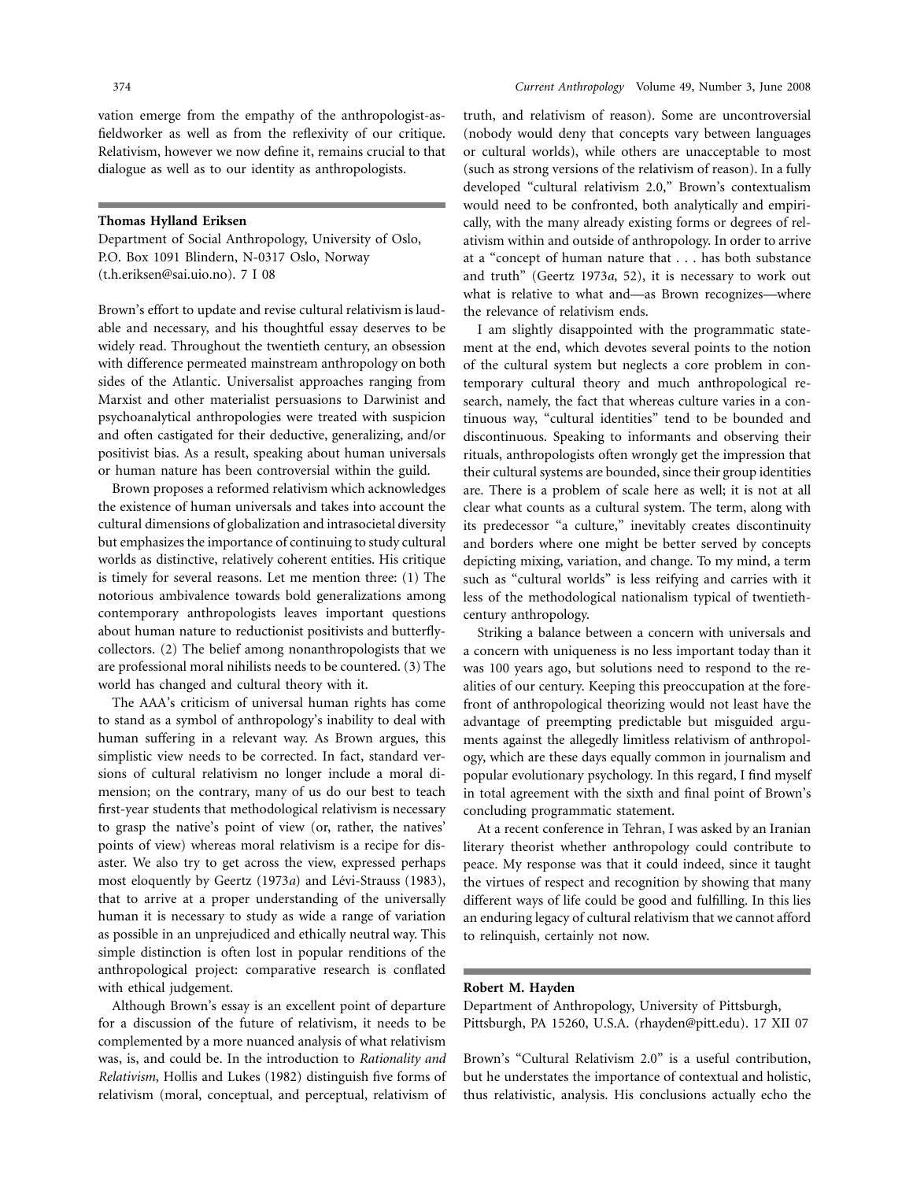vation emerge from the empathy of the anthropologist-as-fieldworker as well as from the reflexivity of our critique. Relativism, however we now define it, remains crucial to that dialogue as well as to our identity as anthropologists.

**Thomas Hylland Eriksen**
Department of Social Anthropology, University of Oslo, P.O. Box 1091 Blindern, N-0317 Oslo, Norway (t.h.eriksen@sai.uio.no). 7 I 08

Brown's effort to update and revise cultural relativism is laudable and necessary, and his thoughtful essay deserves to be widely read. Throughout the twentieth century, an obsession with difference permeated mainstream anthropology on both sides of the Atlantic. Universalist approaches ranging from Marxist and other materialist persuasions to Darwinist and psychoanalytical anthropologies were treated with suspicion and often castigated for their deductive, generalizing, and/or positivist bias. As a result, speaking about human universals or human nature has been controversial within the guild.

Brown proposes a reformed relativism which acknowledges the existence of human universals and takes into account the cultural dimensions of globalization and intrasocietal diversity but emphasizes the importance of continuing to study cultural worlds as distinctive, relatively coherent entities. His critique is timely for several reasons. Let me mention three: (1) The notorious ambivalence towards bold generalizations among contemporary anthropologists leaves important questions about human nature to reductionist positivists and butterfly-collectors. (2) The belief among nonanthropologists that we are professional moral nihilists needs to be countered. (3) The world has changed and cultural theory with it.

The AAA's criticism of universal human rights has come to stand as a symbol of anthropology's inability to deal with human suffering in a relevant way. As Brown argues, this simplistic view needs to be corrected. In fact, standard versions of cultural relativism no longer include a moral dimension; on the contrary, many of us do our best to teach first-year students that methodological relativism is necessary to grasp the native's point of view (or, rather, the natives' points of view) whereas moral relativism is a recipe for disaster. We also try to get across the view, expressed perhaps most eloquently by Geertz (1973*a*) and Lévi-Strauss (1983), that to arrive at a proper understanding of the universally human it is necessary to study as wide a range of variation as possible in an unprejudiced and ethically neutral way. This simple distinction is often lost in popular renditions of the anthropological project: comparative research is conflated with ethical judgement.

Although Brown's essay is an excellent point of departure for a discussion of the future of relativism, it needs to be complemented by a more nuanced analysis of what relativism was, is, and could be. In the introduction to *Rationality and Relativism*, Hollis and Lukes (1982) distinguish five forms of relativism (moral, conceptual, and perceptual, relativism of truth, and relativism of reason). Some are uncontroversial (nobody would deny that concepts vary between languages or cultural worlds), while others are unacceptable to most (such as strong versions of the relativism of reason). In a fully developed "cultural relativism 2.0," Brown's contextualism would need to be confronted, both analytically and empirically, with the many already existing forms or degrees of relativism within and outside of anthropology. In order to arrive at a "concept of human nature that . . . has both substance and truth" (Geertz 1973*a*, 52), it is necessary to work out what is relative to what and—as Brown recognizes—where the relevance of relativism ends.

I am slightly disappointed with the programmatic statement at the end, which devotes several points to the notion of the cultural system but neglects a core problem in contemporary cultural theory and much anthropological research, namely, the fact that whereas culture varies in a continuous way, "cultural identities" tend to be bounded and discontinuous. Speaking to informants and observing their rituals, anthropologists often wrongly get the impression that their cultural systems are bounded, since their group identities are. There is a problem of scale here as well; it is not at all clear what counts as a cultural system. The term, along with its predecessor "a culture," inevitably creates discontinuity and borders where one might be better served by concepts depicting mixing, variation, and change. To my mind, a term such as "cultural worlds" is less reifying and carries with it less of the methodological nationalism typical of twentieth-century anthropology.

Striking a balance between a concern with universals and a concern with uniqueness is no less important today than it was 100 years ago, but solutions need to respond to the realities of our century. Keeping this preoccupation at the forefront of anthropological theorizing would not least have the advantage of preempting predictable but misguided arguments against the allegedly limitless relativism of anthropology, which are these days equally common in journalism and popular evolutionary psychology. In this regard, I find myself in total agreement with the sixth and final point of Brown's concluding programmatic statement.

At a recent conference in Tehran, I was asked by an Iranian literary theorist whether anthropology could contribute to peace. My response was that it could indeed, since it taught the virtues of respect and recognition by showing that many different ways of life could be good and fulfilling. In this lies an enduring legacy of cultural relativism that we cannot afford to relinquish, certainly not now.

**Robert M. Hayden**
Department of Anthropology, University of Pittsburgh, Pittsburgh, PA 15260, U.S.A. (rhayden@pitt.edu). 17 XII 07

Brown's "Cultural Relativism 2.0" is a useful contribution, but he understates the importance of contextual and holistic, thus relativistic, analysis. His conclusions actually echo the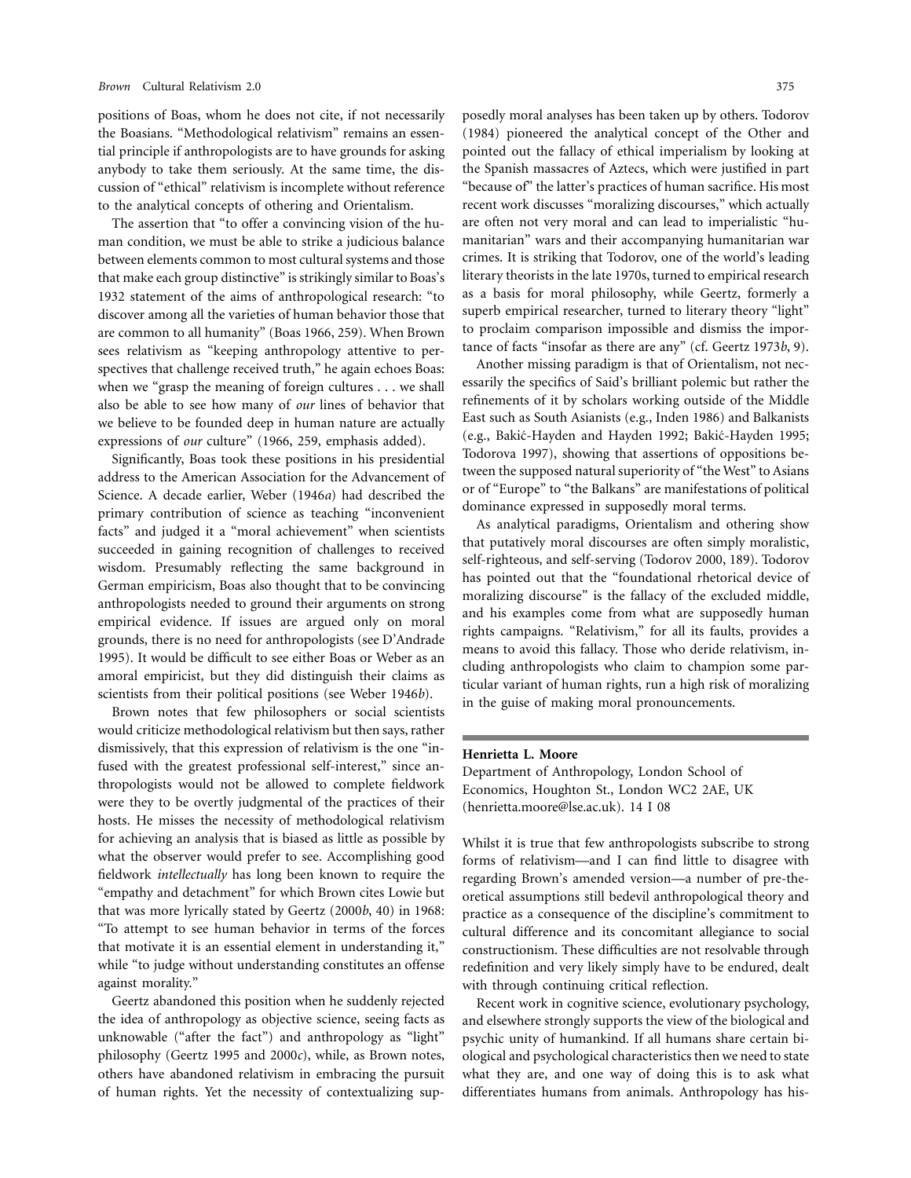positions of Boas, whom he does not cite, if not necessarily the Boasians. "Methodological relativism" remains an essential principle if anthropologists are to have grounds for asking anybody to take them seriously. At the same time, the discussion of "ethical" relativism is incomplete without reference to the analytical concepts of othering and Orientalism.

The assertion that "to offer a convincing vision of the human condition, we must be able to strike a judicious balance between elements common to most cultural systems and those that make each group distinctive" is strikingly similar to Boas's 1932 statement of the aims of anthropological research: "to discover among all the varieties of human behavior those that are common to all humanity" (Boas 1966, 259). When Brown sees relativism as "keeping anthropology attentive to perspectives that challenge received truth," he again echoes Boas: when we "grasp the meaning of foreign cultures . . . we shall also be able to see how many of *our* lines of behavior that we believe to be founded deep in human nature are actually expressions of *our* culture" (1966, 259, emphasis added).

Significantly, Boas took these positions in his presidential address to the American Association for the Advancement of Science. A decade earlier, Weber (1946*a*) had described the primary contribution of science as teaching "inconvenient facts" and judged it a "moral achievement" when scientists succeeded in gaining recognition of challenges to received wisdom. Presumably reflecting the same background in German empiricism, Boas also thought that to be convincing anthropologists needed to ground their arguments on strong empirical evidence. If issues are argued only on moral grounds, there is no need for anthropologists (see D'Andrade 1995). It would be difficult to see either Boas or Weber as an amoral empiricist, but they did distinguish their claims as scientists from their political positions (see Weber 1946*b*).

Brown notes that few philosophers or social scientists would criticize methodological relativism but then says, rather dismissively, that this expression of relativism is the one "infused with the greatest professional self-interest," since anthropologists would not be allowed to complete fieldwork were they to be overtly judgmental of the practices of their hosts. He misses the necessity of methodological relativism for achieving an analysis that is biased as little as possible by what the observer would prefer to see. Accomplishing good fieldwork *intellectually* has long been known to require the "empathy and detachment" for which Brown cites Lowie but that was more lyrically stated by Geertz (2000*b*, 40) in 1968: "To attempt to see human behavior in terms of the forces that motivate it is an essential element in understanding it," while "to judge without understanding constitutes an offense against morality."

Geertz abandoned this position when he suddenly rejected the idea of anthropology as objective science, seeing facts as unknowable ("after the fact") and anthropology as "light" philosophy (Geertz 1995 and 2000*c*), while, as Brown notes, others have abandoned relativism in embracing the pursuit of human rights. Yet the necessity of contextualizing supposedly moral analyses has been taken up by others. Todorov (1984) pioneered the analytical concept of the Other and pointed out the fallacy of ethical imperialism by looking at the Spanish massacres of Aztecs, which were justified in part "because of" the latter's practices of human sacrifice. His most recent work discusses "moralizing discourses," which actually are often not very moral and can lead to imperialistic "humanitarian" wars and their accompanying humanitarian war crimes. It is striking that Todorov, one of the world's leading literary theorists in the late 1970s, turned to empirical research as a basis for moral philosophy, while Geertz, formerly a superb empirical researcher, turned to literary theory "light" to proclaim comparison impossible and dismiss the importance of facts "insofar as there are any" (cf. Geertz 1973*b*, 9).

Another missing paradigm is that of Orientalism, not necessarily the specifics of Said's brilliant polemic but rather the refinements of it by scholars working outside of the Middle East such as South Asianists (e.g., Inden 1986) and Balkanists (e.g., Bakić-Hayden and Hayden 1992; Bakić-Hayden 1995; Todorova 1997), showing that assertions of oppositions between the supposed natural superiority of "the West" to Asians or of "Europe" to "the Balkans" are manifestations of political dominance expressed in supposedly moral terms.

As analytical paradigms, Orientalism and othering show that putatively moral discourses are often simply moralistic, self-righteous, and self-serving (Todorov 2000, 189). Todorov has pointed out that the "foundational rhetorical device of moralizing discourse" is the fallacy of the excluded middle, and his examples come from what are supposedly human rights campaigns. "Relativism," for all its faults, provides a means to avoid this fallacy. Those who deride relativism, including anthropologists who claim to champion some particular variant of human rights, run a high risk of moralizing in the guise of making moral pronouncements.

**Henrietta L. Moore**

Department of Anthropology, London School of Economics, Houghton St., London WC2 2AE, UK (henrietta.moore@lse.ac.uk). 14 I 08

Whilst it is true that few anthropologists subscribe to strong forms of relativism—and I can find little to disagree with regarding Brown's amended version—a number of pre-theoretical assumptions still bedevil anthropological theory and practice as a consequence of the discipline's commitment to cultural difference and its concomitant allegiance to social constructionism. These difficulties are not resolvable through redefinition and very likely simply have to be endured, dealt with through continuing critical reflection.

Recent work in cognitive science, evolutionary psychology, and elsewhere strongly supports the view of the biological and psychic unity of humankind. If all humans share certain biological and psychological characteristics then we need to state what they are, and one way of doing this is to ask what differentiates humans from animals. Anthropology has his-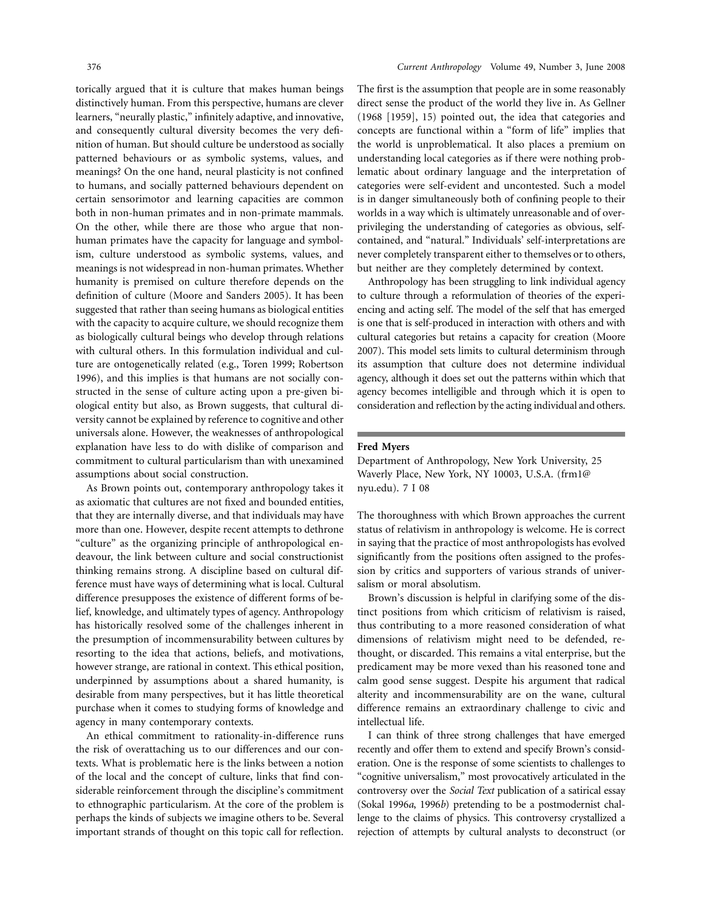torically argued that it is culture that makes human beings distinctively human. From this perspective, humans are clever learners, "neurally plastic," infinitely adaptive, and innovative, and consequently cultural diversity becomes the very definition of human. But should culture be understood as socially patterned behaviours or as symbolic systems, values, and meanings? On the one hand, neural plasticity is not confined to humans, and socially patterned behaviours dependent on certain sensorimotor and learning capacities are common both in non-human primates and in non-primate mammals. On the other, while there are those who argue that non-human primates have the capacity for language and symbolism, culture understood as symbolic systems, values, and meanings is not widespread in non-human primates. Whether humanity is premised on culture therefore depends on the definition of culture (Moore and Sanders 2005). It has been suggested that rather than seeing humans as biological entities with the capacity to acquire culture, we should recognize them as biologically cultural beings who develop through relations with cultural others. In this formulation individual and culture are ontogenetically related (e.g., Toren 1999; Robertson 1996), and this implies is that humans are not socially constructed in the sense of culture acting upon a pre-given biological entity but also, as Brown suggests, that cultural diversity cannot be explained by reference to cognitive and other universals alone. However, the weaknesses of anthropological explanation have less to do with dislike of comparison and commitment to cultural particularism than with unexamined assumptions about social construction.

As Brown points out, contemporary anthropology takes it as axiomatic that cultures are not fixed and bounded entities, that they are internally diverse, and that individuals may have more than one. However, despite recent attempts to dethrone "culture" as the organizing principle of anthropological endeavour, the link between culture and social constructionist thinking remains strong. A discipline based on cultural difference must have ways of determining what is local. Cultural difference presupposes the existence of different forms of belief, knowledge, and ultimately types of agency. Anthropology has historically resolved some of the challenges inherent in the presumption of incommensurability between cultures by resorting to the idea that actions, beliefs, and motivations, however strange, are rational in context. This ethical position, underpinned by assumptions about a shared humanity, is desirable from many perspectives, but it has little theoretical purchase when it comes to studying forms of knowledge and agency in many contemporary contexts.

An ethical commitment to rationality-in-difference runs the risk of overattaching us to our differences and our contexts. What is problematic here is the links between a notion of the local and the concept of culture, links that find considerable reinforcement through the discipline's commitment to ethnographic particularism. At the core of the problem is perhaps the kinds of subjects we imagine others to be. Several important strands of thought on this topic call for reflection. The first is the assumption that people are in some reasonably direct sense the product of the world they live in. As Gellner (1968 [1959], 15) pointed out, the idea that categories and concepts are functional within a "form of life" implies that the world is unproblematical. It also places a premium on understanding local categories as if there were nothing problematic about ordinary language and the interpretation of categories were self-evident and uncontested. Such a model is in danger simultaneously both of confining people to their worlds in a way which is ultimately unreasonable and of overprivileging the understanding of categories as obvious, self-contained, and "natural." Individuals' self-interpretations are never completely transparent either to themselves or to others, but neither are they completely determined by context.

Anthropology has been struggling to link individual agency to culture through a reformulation of theories of the experiencing and acting self. The model of the self that has emerged is one that is self-produced in interaction with others and with cultural categories but retains a capacity for creation (Moore 2007). This model sets limits to cultural determinism through its assumption that culture does not determine individual agency, although it does set out the patterns within which that agency becomes intelligible and through which it is open to consideration and reflection by the acting individual and others.

**Fred Myers**

Department of Anthropology, New York University, 25 Waverly Place, New York, NY 10003, U.S.A. (frm1@nyu.edu). 7 I 08

The thoroughness with which Brown approaches the current status of relativism in anthropology is welcome. He is correct in saying that the practice of most anthropologists has evolved significantly from the positions often assigned to the profession by critics and supporters of various strands of universalism or moral absolutism.

Brown's discussion is helpful in clarifying some of the distinct positions from which criticism of relativism is raised, thus contributing to a more reasoned consideration of what dimensions of relativism might need to be defended, rethought, or discarded. This remains a vital enterprise, but the predicament may be more vexed than his reasoned tone and calm good sense suggest. Despite his argument that radical alterity and incommensurability are on the wane, cultural difference remains an extraordinary challenge to civic and intellectual life.

I can think of three strong challenges that have emerged recently and offer them to extend and specify Brown's consideration. One is the response of some scientists to challenges to "cognitive universalism," most provocatively articulated in the controversy over the *Social Text* publication of a satirical essay (Sokal 1996*a*, 1996*b*) pretending to be a postmodernist challenge to the claims of physics. This controversy crystallized a rejection of attempts by cultural analysts to deconstruct (or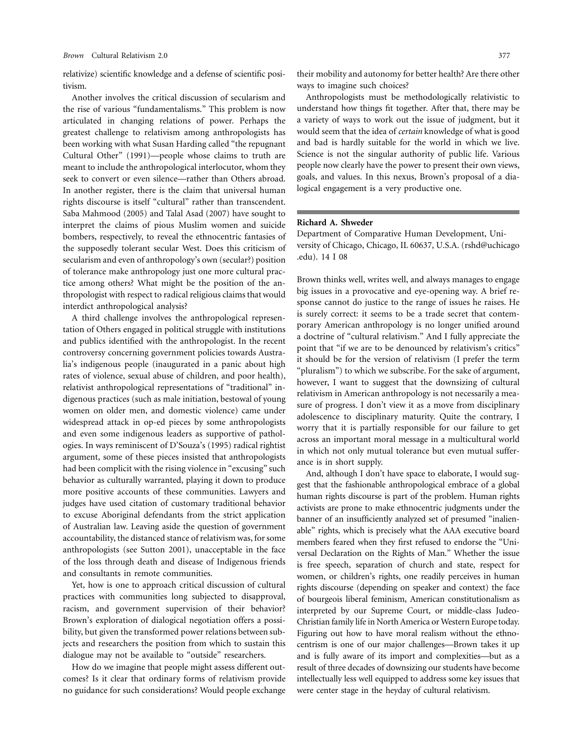relativize) scientific knowledge and a defense of scientific positivism.

Another involves the critical discussion of secularism and the rise of various "fundamentalisms." This problem is now articulated in changing relations of power. Perhaps the greatest challenge to relativism among anthropologists has been working with what Susan Harding called "the repugnant Cultural Other" (1991)—people whose claims to truth are meant to include the anthropological interlocutor, whom they seek to convert or even silence—rather than Others abroad. In another register, there is the claim that universal human rights discourse is itself "cultural" rather than transcendent. Saba Mahmood (2005) and Talal Asad (2007) have sought to interpret the claims of pious Muslim women and suicide bombers, respectively, to reveal the ethnocentric fantasies of the supposedly tolerant secular West. Does this criticism of secularism and even of anthropology's own (secular?) position of tolerance make anthropology just one more cultural practice among others? What might be the position of the anthropologist with respect to radical religious claims that would interdict anthropological analysis?

A third challenge involves the anthropological representation of Others engaged in political struggle with institutions and publics identified with the anthropologist. In the recent controversy concerning government policies towards Australia's indigenous people (inaugurated in a panic about high rates of violence, sexual abuse of children, and poor health), relativist anthropological representations of "traditional" indigenous practices (such as male initiation, bestowal of young women on older men, and domestic violence) came under widespread attack in op-ed pieces by some anthropologists and even some indigenous leaders as supportive of pathologies. In ways reminiscent of D'Souza's (1995) radical rightist argument, some of these pieces insisted that anthropologists had been complicit with the rising violence in "excusing" such behavior as culturally warranted, playing it down to produce more positive accounts of these communities. Lawyers and judges have used citation of customary traditional behavior to excuse Aboriginal defendants from the strict application of Australian law. Leaving aside the question of government accountability, the distanced stance of relativism was, for some anthropologists (see Sutton 2001), unacceptable in the face of the loss through death and disease of Indigenous friends and consultants in remote communities.

Yet, how is one to approach critical discussion of cultural practices with communities long subjected to disapproval, racism, and government supervision of their behavior? Brown's exploration of dialogical negotiation offers a possibility, but given the transformed power relations between subjects and researchers the position from which to sustain this dialogue may not be available to "outside" researchers.

How do we imagine that people might assess different outcomes? Is it clear that ordinary forms of relativism provide no guidance for such considerations? Would people exchange their mobility and autonomy for better health? Are there other ways to imagine such choices?

Anthropologists must be methodologically relativistic to understand how things fit together. After that, there may be a variety of ways to work out the issue of judgment, but it would seem that the idea of *certain* knowledge of what is good and bad is hardly suitable for the world in which we live. Science is not the singular authority of public life. Various people now clearly have the power to present their own views, goals, and values. In this nexus, Brown's proposal of a dialogical engagement is a very productive one.

**Richard A. Shweder**

Department of Comparative Human Development, University of Chicago, Chicago, IL 60637, U.S.A. (rshd@uchicago.edu). 14 I 08

Brown thinks well, writes well, and always manages to engage big issues in a provocative and eye-opening way. A brief response cannot do justice to the range of issues he raises. He is surely correct: it seems to be a trade secret that contemporary American anthropology is no longer unified around a doctrine of "cultural relativism." And I fully appreciate the point that "if we are to be denounced by relativism's critics" it should be for the version of relativism (I prefer the term "pluralism") to which we subscribe. For the sake of argument, however, I want to suggest that the downsizing of cultural relativism in American anthropology is not necessarily a measure of progress. I don't view it as a move from disciplinary adolescence to disciplinary maturity. Quite the contrary, I worry that it is partially responsible for our failure to get across an important moral message in a multicultural world in which not only mutual tolerance but even mutual sufferance is in short supply.

And, although I don't have space to elaborate, I would suggest that the fashionable anthropological embrace of a global human rights discourse is part of the problem. Human rights activists are prone to make ethnocentric judgments under the banner of an insufficiently analyzed set of presumed "inalienable" rights, which is precisely what the AAA executive board members feared when they first refused to endorse the "Universal Declaration on the Rights of Man." Whether the issue is free speech, separation of church and state, respect for women, or children's rights, one readily perceives in human rights discourse (depending on speaker and context) the face of bourgeois liberal feminism, American constitutionalism as interpreted by our Supreme Court, or middle-class Judeo-Christian family life in North America or Western Europe today. Figuring out how to have moral realism without the ethnocentrism is one of our major challenges—Brown takes it up and is fully aware of its import and complexities—but as a result of three decades of downsizing our students have become intellectually less well equipped to address some key issues that were center stage in the heyday of cultural relativism.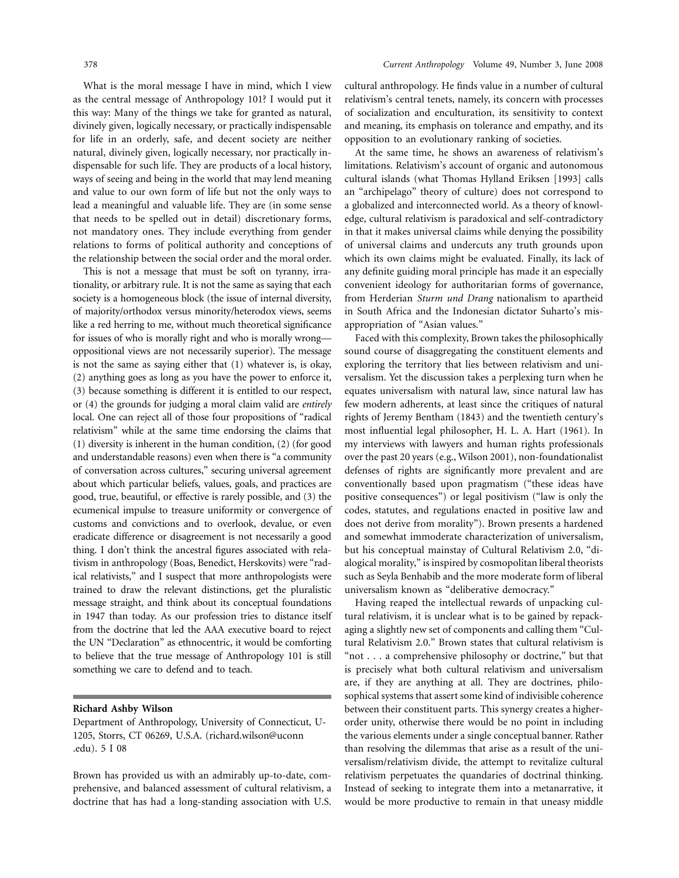What is the moral message I have in mind, which I view as the central message of Anthropology 101? I would put it this way: Many of the things we take for granted as natural, divinely given, logically necessary, or practically indispensable for life in an orderly, safe, and decent society are neither natural, divinely given, logically necessary, nor practically indispensable for such life. They are products of a local history, ways of seeing and being in the world that may lend meaning and value to our own form of life but not the only ways to lead a meaningful and valuable life. They are (in some sense that needs to be spelled out in detail) discretionary forms, not mandatory ones. They include everything from gender relations to forms of political authority and conceptions of the relationship between the social order and the moral order.

This is not a message that must be soft on tyranny, irrationality, or arbitrary rule. It is not the same as saying that each society is a homogeneous block (the issue of internal diversity, of majority/orthodox versus minority/heterodox views, seems like a red herring to me, without much theoretical significance for issues of who is morally right and who is morally wrong—oppositional views are not necessarily superior). The message is not the same as saying either that (1) whatever is, is okay, (2) anything goes as long as you have the power to enforce it, (3) because something is different it is entitled to our respect, or (4) the grounds for judging a moral claim valid are *entirely* local. One can reject all of those four propositions of "radical relativism" while at the same time endorsing the claims that (1) diversity is inherent in the human condition, (2) (for good and understandable reasons) even when there is "a community of conversation across cultures," securing universal agreement about which particular beliefs, values, goals, and practices are good, true, beautiful, or effective is rarely possible, and (3) the ecumenical impulse to treasure uniformity or convergence of customs and convictions and to overlook, devalue, or even eradicate difference or disagreement is not necessarily a good thing. I don't think the ancestral figures associated with relativism in anthropology (Boas, Benedict, Herskovits) were "radical relativists," and I suspect that more anthropologists were trained to draw the relevant distinctions, get the pluralistic message straight, and think about its conceptual foundations in 1947 than today. As our profession tries to distance itself from the doctrine that led the AAA executive board to reject the UN "Declaration" as ethnocentric, it would be comforting to believe that the true message of Anthropology 101 is still something we care to defend and to teach.

**Richard Ashby Wilson**

Department of Anthropology, University of Connecticut, U-1205, Storrs, CT 06269, U.S.A. (richard.wilson@uconn.edu). 5 I 08

Brown has provided us with an admirably up-to-date, comprehensive, and balanced assessment of cultural relativism, a doctrine that has had a long-standing association with U.S. cultural anthropology. He finds value in a number of cultural relativism's central tenets, namely, its concern with processes of socialization and enculturation, its sensitivity to context and meaning, its emphasis on tolerance and empathy, and its opposition to an evolutionary ranking of societies.

At the same time, he shows an awareness of relativism's limitations. Relativism's account of organic and autonomous cultural islands (what Thomas Hylland Eriksen [1993] calls an "archipelago" theory of culture) does not correspond to a globalized and interconnected world. As a theory of knowledge, cultural relativism is paradoxical and self-contradictory in that it makes universal claims while denying the possibility of universal claims and undercuts any truth grounds upon which its own claims might be evaluated. Finally, its lack of any definite guiding moral principle has made it an especially convenient ideology for authoritarian forms of governance, from Herderian *Sturm und Drang* nationalism to apartheid in South Africa and the Indonesian dictator Suharto's misappropriation of "Asian values."

Faced with this complexity, Brown takes the philosophically sound course of disaggregating the constituent elements and exploring the territory that lies between relativism and universalism. Yet the discussion takes a perplexing turn when he equates universalism with natural law, since natural law has few modern adherents, at least since the critiques of natural rights of Jeremy Bentham (1843) and the twentieth century's most influential legal philosopher, H. L. A. Hart (1961). In my interviews with lawyers and human rights professionals over the past 20 years (e.g., Wilson 2001), non-foundationalist defenses of rights are significantly more prevalent and are conventionally based upon pragmatism ("these ideas have positive consequences") or legal positivism ("law is only the codes, statutes, and regulations enacted in positive law and does not derive from morality"). Brown presents a hardened and somewhat immoderate characterization of universalism, but his conceptual mainstay of Cultural Relativism 2.0, "dialogical morality," is inspired by cosmopolitan liberal theorists such as Seyla Benhabib and the more moderate form of liberal universalism known as "deliberative democracy."

Having reaped the intellectual rewards of unpacking cultural relativism, it is unclear what is to be gained by repackaging a slightly new set of components and calling them "Cultural Relativism 2.0." Brown states that cultural relativism is "not . . . a comprehensive philosophy or doctrine," but that is precisely what both cultural relativism and universalism are, if they are anything at all. They are doctrines, philosophical systems that assert some kind of indivisible coherence between their constituent parts. This synergy creates a higher-order unity, otherwise there would be no point in including the various elements under a single conceptual banner. Rather than resolving the dilemmas that arise as a result of the universalism/relativism divide, the attempt to revitalize cultural relativism perpetuates the quandaries of doctrinal thinking. Instead of seeking to integrate them into a metanarrative, it would be more productive to remain in that uneasy middle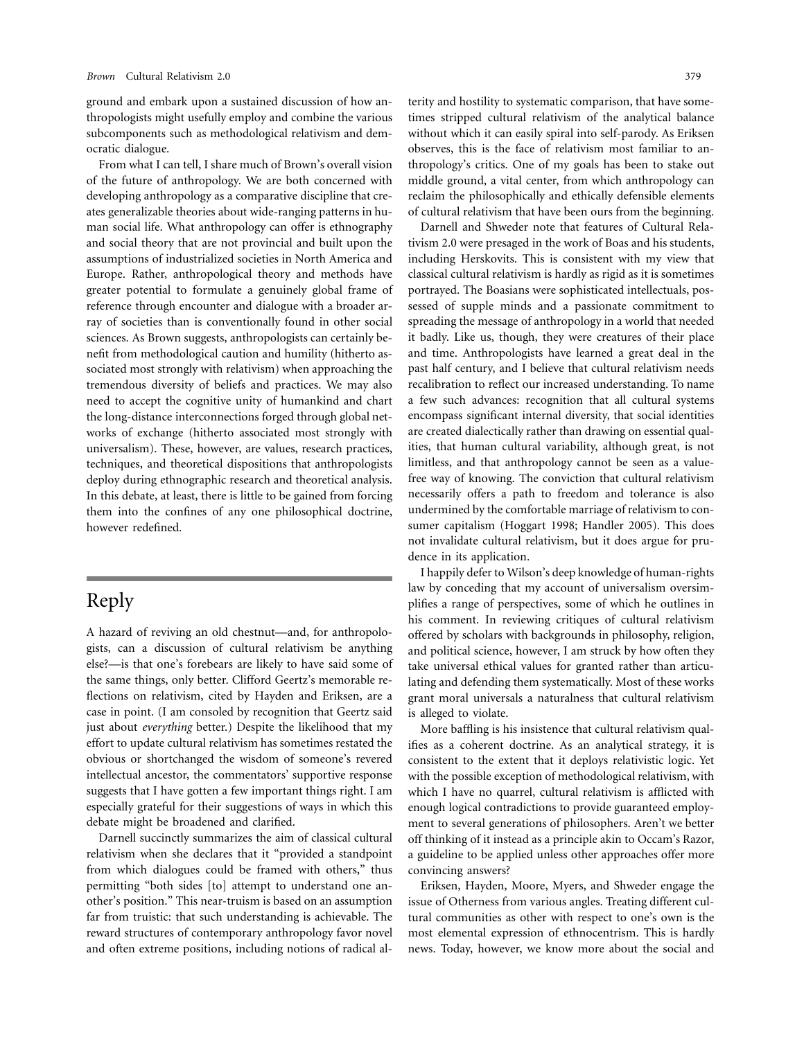ground and embark upon a sustained discussion of how anthropologists might usefully employ and combine the various subcomponents such as methodological relativism and democratic dialogue.

From what I can tell, I share much of Brown's overall vision of the future of anthropology. We are both concerned with developing anthropology as a comparative discipline that creates generalizable theories about wide-ranging patterns in human social life. What anthropology can offer is ethnography and social theory that are not provincial and built upon the assumptions of industrialized societies in North America and Europe. Rather, anthropological theory and methods have greater potential to formulate a genuinely global frame of reference through encounter and dialogue with a broader array of societies than is conventionally found in other social sciences. As Brown suggests, anthropologists can certainly benefit from methodological caution and humility (hitherto associated most strongly with relativism) when approaching the tremendous diversity of beliefs and practices. We may also need to accept the cognitive unity of humankind and chart the long-distance interconnections forged through global networks of exchange (hitherto associated most strongly with universalism). These, however, are values, research practices, techniques, and theoretical dispositions that anthropologists deploy during ethnographic research and theoretical analysis. In this debate, at least, there is little to be gained from forcing them into the confines of any one philosophical doctrine, however redefined.

## Reply

A hazard of reviving an old chestnut—and, for anthropologists, can a discussion of cultural relativism be anything else?—is that one's forebears are likely to have said some of the same things, only better. Clifford Geertz's memorable reflections on relativism, cited by Hayden and Eriksen, are a case in point. (I am consoled by recognition that Geertz said just about *everything* better.) Despite the likelihood that my effort to update cultural relativism has sometimes restated the obvious or shortchanged the wisdom of someone's revered intellectual ancestor, the commentators' supportive response suggests that I have gotten a few important things right. I am especially grateful for their suggestions of ways in which this debate might be broadened and clarified.

Darnell succinctly summarizes the aim of classical cultural relativism when she declares that it "provided a standpoint from which dialogues could be framed with others," thus permitting "both sides [to] attempt to understand one another's position." This near-truism is based on an assumption far from truistic: that such understanding is achievable. The reward structures of contemporary anthropology favor novel and often extreme positions, including notions of radical alterity and hostility to systematic comparison, that have sometimes stripped cultural relativism of the analytical balance without which it can easily spiral into self-parody. As Eriksen observes, this is the face of relativism most familiar to anthropology's critics. One of my goals has been to stake out middle ground, a vital center, from which anthropology can reclaim the philosophically and ethically defensible elements of cultural relativism that have been ours from the beginning.

Darnell and Shweder note that features of Cultural Relativism 2.0 were presaged in the work of Boas and his students, including Herskovits. This is consistent with my view that classical cultural relativism is hardly as rigid as it is sometimes portrayed. The Boasians were sophisticated intellectuals, possessed of supple minds and a passionate commitment to spreading the message of anthropology in a world that needed it badly. Like us, though, they were creatures of their place and time. Anthropologists have learned a great deal in the past half century, and I believe that cultural relativism needs recalibration to reflect our increased understanding. To name a few such advances: recognition that all cultural systems encompass significant internal diversity, that social identities are created dialectically rather than drawing on essential qualities, that human cultural variability, although great, is not limitless, and that anthropology cannot be seen as a value-free way of knowing. The conviction that cultural relativism necessarily offers a path to freedom and tolerance is also undermined by the comfortable marriage of relativism to consumer capitalism (Hoggart 1998; Handler 2005). This does not invalidate cultural relativism, but it does argue for prudence in its application.

I happily defer to Wilson's deep knowledge of human-rights law by conceding that my account of universalism oversimplifies a range of perspectives, some of which he outlines in his comment. In reviewing critiques of cultural relativism offered by scholars with backgrounds in philosophy, religion, and political science, however, I am struck by how often they take universal ethical values for granted rather than articulating and defending them systematically. Most of these works grant moral universals a naturalness that cultural relativism is alleged to violate.

More baffling is his insistence that cultural relativism qualifies as a coherent doctrine. As an analytical strategy, it is consistent to the extent that it deploys relativistic logic. Yet with the possible exception of methodological relativism, with which I have no quarrel, cultural relativism is afflicted with enough logical contradictions to provide guaranteed employment to several generations of philosophers. Aren't we better off thinking of it instead as a principle akin to Occam's Razor, a guideline to be applied unless other approaches offer more convincing answers?

Eriksen, Hayden, Moore, Myers, and Shweder engage the issue of Otherness from various angles. Treating different cultural communities as other with respect to one's own is the most elemental expression of ethnocentrism. This is hardly news. Today, however, we know more about the social and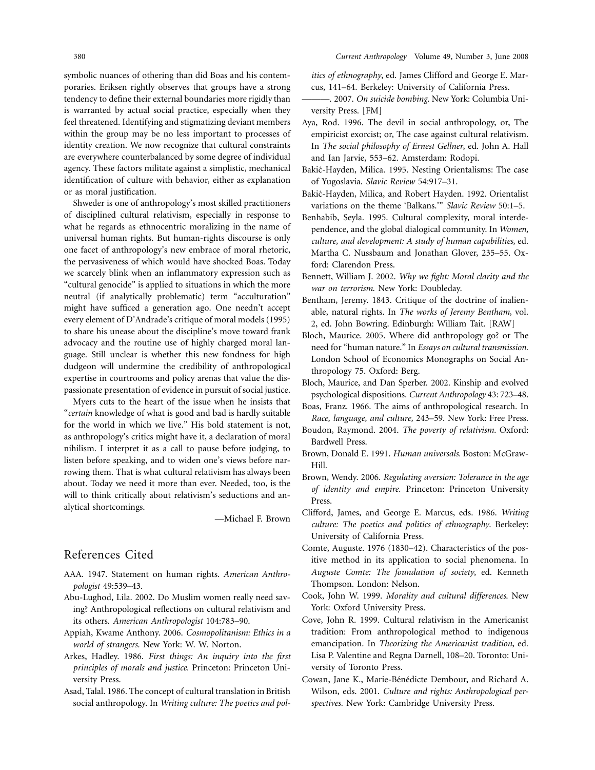symbolic nuances of othering than did Boas and his contemporaries. Eriksen rightly observes that groups have a strong tendency to define their external boundaries more rigidly than is warranted by actual social practice, especially when they feel threatened. Identifying and stigmatizing deviant members within the group may be no less important to processes of identity creation. We now recognize that cultural constraints are everywhere counterbalanced by some degree of individual agency. These factors militate against a simplistic, mechanical identification of culture with behavior, either as explanation or as moral justification.

Shweder is one of anthropology's most skilled practitioners of disciplined cultural relativism, especially in response to what he regards as ethnocentric moralizing in the name of universal human rights. But human-rights discourse is only one facet of anthropology's new embrace of moral rhetoric, the pervasiveness of which would have shocked Boas. Today we scarcely blink when an inflammatory expression such as "cultural genocide" is applied to situations in which the more neutral (if analytically problematic) term "acculturation" might have sufficed a generation ago. One needn't accept every element of D'Andrade's critique of moral models (1995) to share his unease about the discipline's move toward frank advocacy and the routine use of highly charged moral language. Still unclear is whether this new fondness for high dudgeon will undermine the credibility of anthropological expertise in courtrooms and policy arenas that value the dispassionate presentation of evidence in pursuit of social justice.

Myers cuts to the heart of the issue when he insists that "*certain* knowledge of what is good and bad is hardly suitable for the world in which we live." His bold statement is not, as anthropology's critics might have it, a declaration of moral nihilism. I interpret it as a call to pause before judging, to listen before speaking, and to widen one's views before narrowing them. That is what cultural relativism has always been about. Today we need it more than ever. Needed, too, is the will to think critically about relativism's seductions and analytical shortcomings.

—Michael F. Brown

## References Cited

AAA. 1947. Statement on human rights. *American Anthropologist* 49:539–43.

Abu-Lughod, Lila. 2002. Do Muslim women really need saving? Anthropological reflections on cultural relativism and its others. *American Anthropologist* 104:783–90.

Appiah, Kwame Anthony. 2006. *Cosmopolitanism: Ethics in a world of strangers.* New York: W. W. Norton.

Arkes, Hadley. 1986. *First things: An inquiry into the first principles of morals and justice.* Princeton: Princeton University Press.

Asad, Talal. 1986. The concept of cultural translation in British social anthropology. In *Writing culture: The poetics and politics of ethnography*, ed. James Clifford and George E. Marcus, 141–64. Berkeley: University of California Press.

———. 2007. *On suicide bombing.* New York: Columbia University Press. [FM]

Aya, Rod. 1996. The devil in social anthropology, or, The empiricist exorcist; or, The case against cultural relativism. In *The social philosophy of Ernest Gellner*, ed. John A. Hall and Ian Jarvie, 553–62. Amsterdam: Rodopi.

Bakić-Hayden, Milica. 1995. Nesting Orientalisms: The case of Yugoslavia. *Slavic Review* 54:917–31.

Bakić-Hayden, Milica, and Robert Hayden. 1992. Orientalist variations on the theme 'Balkans.'" *Slavic Review* 50:1–5.

Benhabib, Seyla. 1995. Cultural complexity, moral interdependence, and the global dialogical community. In *Women, culture, and development: A study of human capabilities*, ed. Martha C. Nussbaum and Jonathan Glover, 235–55. Oxford: Clarendon Press.

Bennett, William J. 2002. *Why we fight: Moral clarity and the war on terrorism.* New York: Doubleday.

Bentham, Jeremy. 1843. Critique of the doctrine of inalienable, natural rights. In *The works of Jeremy Bentham*, vol. 2, ed. John Bowring. Edinburgh: William Tait. [RAW]

Bloch, Maurice. 2005. Where did anthropology go? or The need for "human nature." In *Essays on cultural transmission.* London School of Economics Monographs on Social Anthropology 75. Oxford: Berg.

Bloch, Maurice, and Dan Sperber. 2002. Kinship and evolved psychological dispositions. *Current Anthropology* 43: 723–48.

Boas, Franz. 1966. The aims of anthropological research. In *Race, language, and culture,* 243–59. New York: Free Press.

Boudon, Raymond. 2004. *The poverty of relativism.* Oxford: Bardwell Press.

Brown, Donald E. 1991. *Human universals.* Boston: McGraw-Hill.

Brown, Wendy. 2006. *Regulating aversion: Tolerance in the age of identity and empire.* Princeton: Princeton University Press.

Clifford, James, and George E. Marcus, eds. 1986. *Writing culture: The poetics and politics of ethnography*. Berkeley: University of California Press.

Comte, Auguste. 1976 (1830–42). Characteristics of the positive method in its application to social phenomena. In *Auguste Comte: The foundation of society*, ed. Kenneth Thompson. London: Nelson.

Cook, John W. 1999. *Morality and cultural differences.* New York: Oxford University Press.

Cove, John R. 1999. Cultural relativism in the Americanist tradition: From anthropological method to indigenous emancipation. In *Theorizing the Americanist tradition*, ed. Lisa P. Valentine and Regna Darnell, 108–20. Toronto: University of Toronto Press.

Cowan, Jane K., Marie-Bénédicte Dembour, and Richard A. Wilson, eds. 2001. *Culture and rights: Anthropological perspectives.* New York: Cambridge University Press.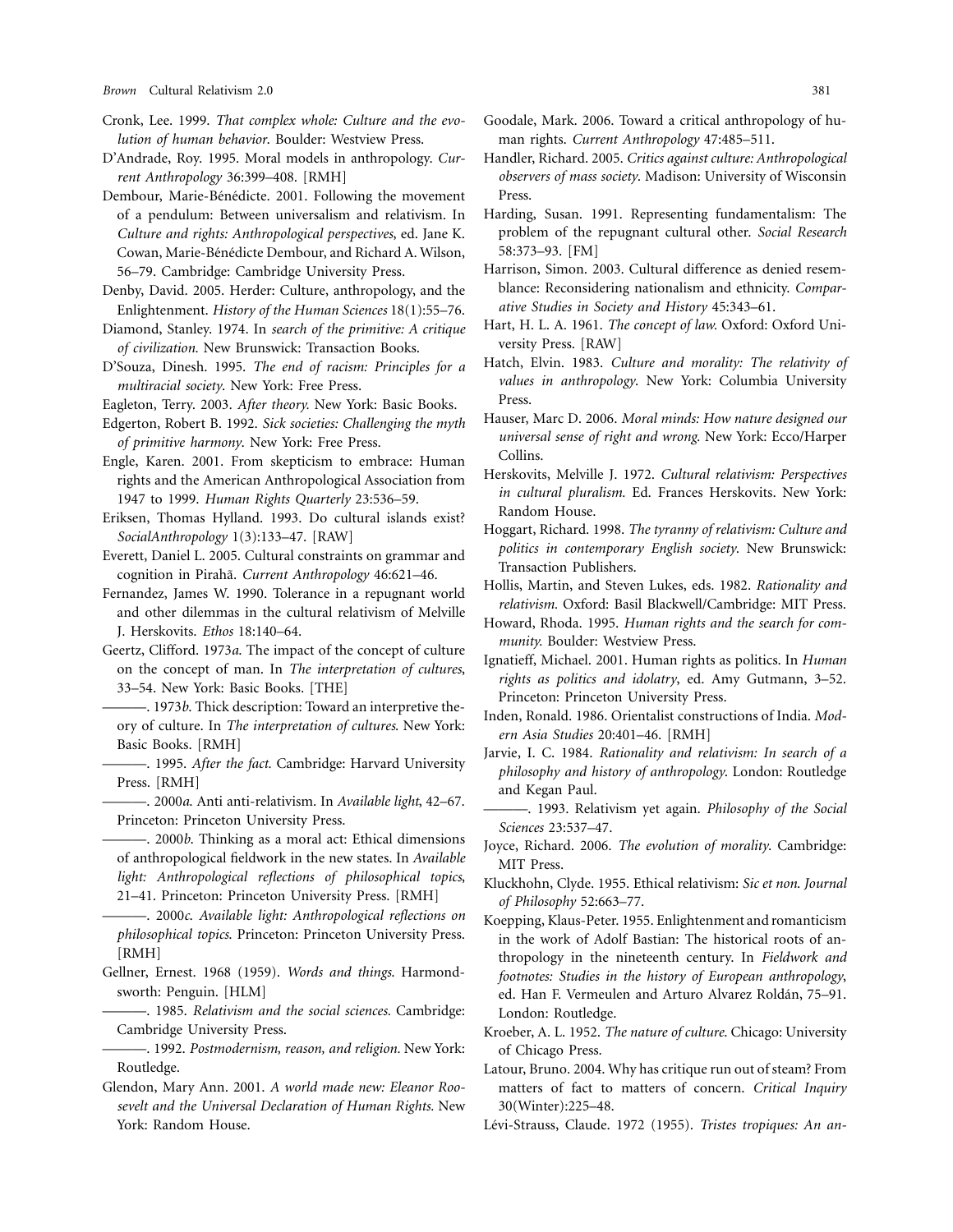Cronk, Lee. 1999. *That complex whole: Culture and the evolution of human behavior*. Boulder: Westview Press.

D'Andrade, Roy. 1995. Moral models in anthropology. *Current Anthropology* 36:399–408. [RMH]

Dembour, Marie-Bénédicte. 2001. Following the movement of a pendulum: Between universalism and relativism. In *Culture and rights: Anthropological perspectives*, ed. Jane K. Cowan, Marie-Bénédicte Dembour, and Richard A. Wilson, 56–79. Cambridge: Cambridge University Press.

Denby, David. 2005. Herder: Culture, anthropology, and the Enlightenment. *History of the Human Sciences* 18(1):55–76.

Diamond, Stanley. 1974. In *search of the primitive: A critique of civilization.* New Brunswick: Transaction Books.

D'Souza, Dinesh. 1995. *The end of racism: Principles for a multiracial society*. New York: Free Press.

Eagleton, Terry. 2003. *After theory.* New York: Basic Books.

Edgerton, Robert B. 1992. *Sick societies: Challenging the myth of primitive harmony.* New York: Free Press.

Engle, Karen. 2001. From skepticism to embrace: Human rights and the American Anthropological Association from 1947 to 1999. *Human Rights Quarterly* 23:536–59.

Eriksen, Thomas Hylland. 1993. Do cultural islands exist? *SocialAnthropology* 1(3):133–47. [RAW]

Everett, Daniel L. 2005. Cultural constraints on grammar and cognition in Pirahã. *Current Anthropology* 46:621–46.

Fernandez, James W. 1990. Tolerance in a repugnant world and other dilemmas in the cultural relativism of Melville J. Herskovits. *Ethos* 18:140–64.

Geertz, Clifford. 1973*a*. The impact of the concept of culture on the concept of man. In *The interpretation of cultures*, 33–54. New York: Basic Books. [THE]

———. 1973*b*. Thick description: Toward an interpretive theory of culture. In *The interpretation of cultures.* New York: Basic Books. [RMH]

———. 1995. *After the fact.* Cambridge: Harvard University Press. [RMH]

———. 2000*a*. Anti anti-relativism. In *Available light*, 42–67. Princeton: Princeton University Press.

———. 2000*b*. Thinking as a moral act: Ethical dimensions of anthropological fieldwork in the new states. In *Available light: Anthropological reflections of philosophical topics*, 21–41. Princeton: Princeton University Press. [RMH]

———. 2000*c*. *Available light: Anthropological reflections on philosophical topics.* Princeton: Princeton University Press. [RMH]

Gellner, Ernest. 1968 (1959). *Words and things.* Harmondsworth: Penguin. [HLM]

———. 1985. *Relativism and the social sciences.* Cambridge: Cambridge University Press.

———. 1992. *Postmodernism, reason, and religion.* New York: Routledge.

Glendon, Mary Ann. 2001. *A world made new: Eleanor Roosevelt and the Universal Declaration of Human Rights.* New York: Random House.

Goodale, Mark. 2006. Toward a critical anthropology of human rights. *Current Anthropology* 47:485–511.

Handler, Richard. 2005. *Critics against culture: Anthropological observers of mass society*. Madison: University of Wisconsin Press.

Harding, Susan. 1991. Representing fundamentalism: The problem of the repugnant cultural other. *Social Research* 58:373–93. [FM]

Harrison, Simon. 2003. Cultural difference as denied resemblance: Reconsidering nationalism and ethnicity. *Comparative Studies in Society and History* 45:343–61.

Hart, H. L. A. 1961. *The concept of law.* Oxford: Oxford University Press. [RAW]

Hatch, Elvin. 1983. *Culture and morality: The relativity of values in anthropology*. New York: Columbia University Press.

Hauser, Marc D. 2006. *Moral minds: How nature designed our universal sense of right and wrong.* New York: Ecco/Harper Collins.

Herskovits, Melville J. 1972. *Cultural relativism: Perspectives in cultural pluralism.* Ed. Frances Herskovits. New York: Random House.

Hoggart, Richard. 1998. *The tyranny of relativism: Culture and politics in contemporary English society*. New Brunswick: Transaction Publishers.

Hollis, Martin, and Steven Lukes, eds. 1982. *Rationality and relativism.* Oxford: Basil Blackwell/Cambridge: MIT Press.

Howard, Rhoda. 1995. *Human rights and the search for community.* Boulder: Westview Press.

Ignatieff, Michael. 2001. Human rights as politics. In *Human rights as politics and idolatry*, ed. Amy Gutmann, 3–52. Princeton: Princeton University Press.

Inden, Ronald. 1986. Orientalist constructions of India. *Modern Asia Studies* 20:401–46. [RMH]

Jarvie, I. C. 1984. *Rationality and relativism: In search of a philosophy and history of anthropology*. London: Routledge and Kegan Paul.

———. 1993. Relativism yet again. *Philosophy of the Social Sciences* 23:537–47.

Joyce, Richard. 2006. *The evolution of morality.* Cambridge: MIT Press.

Kluckhohn, Clyde. 1955. Ethical relativism: *Sic et non. Journal of Philosophy* 52:663–77.

Koepping, Klaus-Peter. 1955. Enlightenment and romanticism in the work of Adolf Bastian: The historical roots of anthropology in the nineteenth century. In *Fieldwork and footnotes: Studies in the history of European anthropology*, ed. Han F. Vermeulen and Arturo Alvarez Roldán, 75–91. London: Routledge.

Kroeber, A. L. 1952. *The nature of culture.* Chicago: University of Chicago Press.

Latour, Bruno. 2004. Why has critique run out of steam? From matters of fact to matters of concern. *Critical Inquiry* 30(Winter):225–48.

Lévi-Strauss, Claude. 1972 (1955). *Tristes tropiques: An an-*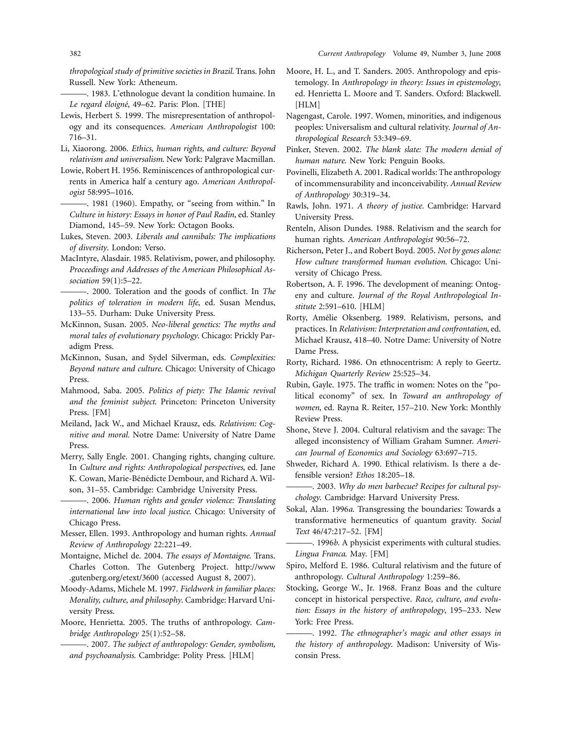*thropological study of primitive societies in Brazil*. Trans. John Russell. New York: Atheneum.

———. 1983. L'ethnologue devant la condition humaine. In *Le regard éloigné*, 49–62. Paris: Plon. [THE]

Lewis, Herbert S. 1999. The misrepresentation of anthropology and its consequences. *American Anthropologist* 100: 716–31.

Li, Xiaorong. 2006. *Ethics, human rights, and culture: Beyond relativism and universalism*. New York: Palgrave Macmillan.

Lowie, Robert H. 1956. Reminiscences of anthropological currents in America half a century ago. *American Anthropologist* 58:995–1016.

———. 1981 (1960). Empathy, or "seeing from within." In *Culture in history: Essays in honor of Paul Radin*, ed. Stanley Diamond, 145–59. New York: Octagon Books.

Lukes, Steven. 2003. *Liberals and cannibals: The implications of diversity*. London: Verso.

MacIntyre, Alasdair. 1985. Relativism, power, and philosophy. *Proceedings and Addresses of the American Philosophical Association* 59(1):5–22.

———. 2000. Toleration and the goods of conflict. In *The politics of toleration in modern life*, ed. Susan Mendus, 133–55. Durham: Duke University Press.

McKinnon, Susan. 2005. *Neo-liberal genetics: The myths and moral tales of evolutionary psychology*. Chicago: Prickly Paradigm Press.

McKinnon, Susan, and Sydel Silverman, eds. *Complexities: Beyond nature and culture*. Chicago: University of Chicago Press.

Mahmood, Saba. 2005. *Politics of piety: The Islamic revival and the feminist subject*. Princeton: Princeton University Press. [FM]

Meiland, Jack W., and Michael Krausz, eds. *Relativism: Cognitive and moral*. Notre Dame: University of Natre Dame Press.

Merry, Sally Engle. 2001. Changing rights, changing culture. In *Culture and rights: Anthropological perspectives*, ed. Jane K. Cowan, Marie-Bénédicte Dembour, and Richard A. Wilson, 31–55. Cambridge: Cambridge University Press.

———. 2006. *Human rights and gender violence: Translating international law into local justice*. Chicago: University of Chicago Press.

Messer, Ellen. 1993. Anthropology and human rights. *Annual Review of Anthropology* 22:221–49.

Montaigne, Michel de. 2004. *The essays of Montaigne*. Trans. Charles Cotton. The Gutenberg Project. http://www.gutenberg.org/etext/3600 (accessed August 8, 2007).

Moody-Adams, Michele M. 1997. *Fieldwork in familiar places: Morality, culture, and philosophy*. Cambridge: Harvard University Press.

Moore, Henrietta. 2005. The truths of anthropology. *Cambridge Anthropology* 25(1):52–58.

———. 2007. *The subject of anthropology: Gender, symbolism, and psychoanalysis*. Cambridge: Polity Press. [HLM]

Moore, H. L., and T. Sanders. 2005. Anthropology and epistemology. In *Anthropology in theory: Issues in epistemology*, ed. Henrietta L. Moore and T. Sanders. Oxford: Blackwell. [HLM]

Nagengast, Carole. 1997. Women, minorities, and indigenous peoples: Universalism and cultural relativity. *Journal of Anthropological Research* 53:349–69.

Pinker, Steven. 2002. *The blank slate: The modern denial of human nature*. New York: Penguin Books.

Povinelli, Elizabeth A. 2001. Radical worlds: The anthropology of incommensurability and inconceivability. *Annual Review of Anthropology* 30:319–34.

Rawls, John. 1971. *A theory of justice*. Cambridge: Harvard University Press.

Renteln, Alison Dundes. 1988. Relativism and the search for human rights. *American Anthropologist* 90:56–72.

Richerson, Peter J., and Robert Boyd. 2005. *Not by genes alone: How culture transformed human evolution*. Chicago: University of Chicago Press.

Robertson, A. F. 1996. The development of meaning: Ontogeny and culture. *Journal of the Royal Anthropological Institute* 2:591–610. [HLM]

Rorty, Amélie Oksenberg. 1989. Relativism, persons, and practices. In *Relativism: Interpretation and confrontation*, ed. Michael Krausz, 418–40. Notre Dame: University of Notre Dame Press.

Rorty, Richard. 1986. On ethnocentrism: A reply to Geertz. *Michigan Quarterly Review* 25:525–34.

Rubin, Gayle. 1975. The traffic in women: Notes on the "political economy" of sex. In *Toward an anthropology of women*, ed. Rayna R. Reiter, 157–210. New York: Monthly Review Press.

Shone, Steve J. 2004. Cultural relativism and the savage: The alleged inconsistency of William Graham Sumner. *American Journal of Economics and Sociology* 63:697–715.

Shweder, Richard A. 1990. Ethical relativism. Is there a defensible version? *Ethos* 18:205–18.

———. 2003. *Why do men barbecue? Recipes for cultural psychology*. Cambridge: Harvard University Press.

Sokal, Alan. 1996*a*. Transgressing the boundaries: Towards a transformative hermeneutics of quantum gravity. *Social Text* 46/47:217–52. [FM]

———. 1996*b*. A physicist experiments with cultural studies. *Lingua Franca*. May. [FM]

Spiro, Melford E. 1986. Cultural relativism and the future of anthropology. *Cultural Anthropology* 1:259–86.

Stocking, George W., Jr. 1968. Franz Boas and the culture concept in historical perspective. *Race, culture, and evolution: Essays in the history of anthropology*, 195–233. New York: Free Press.

———. 1992. *The ethnographer's magic and other essays in the history of anthropology*. Madison: University of Wisconsin Press.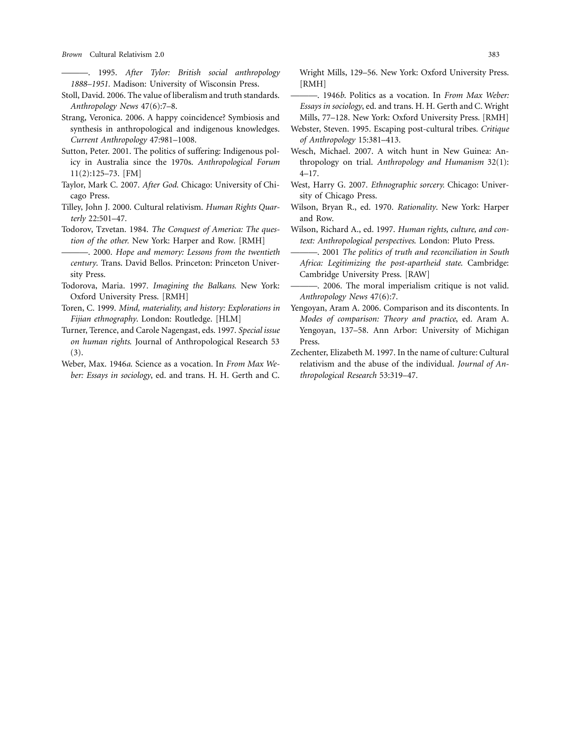———. 1995. *After Tylor: British social anthropology 1888–1951.* Madison: University of Wisconsin Press.

Stoll, David. 2006. The value of liberalism and truth standards. *Anthropology News* 47(6):7–8.

Strang, Veronica. 2006. A happy coincidence? Symbiosis and synthesis in anthropological and indigenous knowledges. *Current Anthropology* 47:981–1008.

Sutton, Peter. 2001. The politics of suffering: Indigenous policy in Australia since the 1970s. *Anthropological Forum* 11(2):125–73. [FM]

Taylor, Mark C. 2007. *After God.* Chicago: University of Chicago Press.

Tilley, John J. 2000. Cultural relativism. *Human Rights Quarterly* 22:501–47.

Todorov, Tzvetan. 1984. *The Conquest of America: The question of the other.* New York: Harper and Row. [RMH]

———. 2000. *Hope and memory: Lessons from the twentieth century.* Trans. David Bellos. Princeton: Princeton University Press.

Todorova, Maria. 1997. *Imagining the Balkans.* New York: Oxford University Press. [RMH]

Toren, C. 1999. *Mind, materiality, and history: Explorations in Fijian ethnography.* London: Routledge. [HLM]

Turner, Terence, and Carole Nagengast, eds. 1997. *Special issue on human rights.* Journal of Anthropological Research 53 (3).

Weber, Max. 1946*a*. Science as a vocation. In *From Max Weber: Essays in sociology*, ed. and trans. H. H. Gerth and C. Wright Mills, 129–56. New York: Oxford University Press. [RMH]

———. 1946*b*. Politics as a vocation. In *From Max Weber: Essays in sociology*, ed. and trans. H. H. Gerth and C. Wright Mills, 77–128. New York: Oxford University Press. [RMH]

Webster, Steven. 1995. Escaping post-cultural tribes. *Critique of Anthropology* 15:381–413.

Wesch, Michael. 2007. A witch hunt in New Guinea: Anthropology on trial. *Anthropology and Humanism* 32(1): 4–17.

West, Harry G. 2007. *Ethnographic sorcery.* Chicago: University of Chicago Press.

Wilson, Bryan R., ed. 1970. *Rationality*. New York: Harper and Row.

Wilson, Richard A., ed. 1997. *Human rights, culture, and context: Anthropological perspectives.* London: Pluto Press.

———. 2001 *The politics of truth and reconciliation in South Africa: Legitimizing the post-apartheid state.* Cambridge: Cambridge University Press. [RAW]

———. 2006. The moral imperialism critique is not valid. *Anthropology News* 47(6):7.

Yengoyan, Aram A. 2006. Comparison and its discontents. In *Modes of comparison: Theory and practice*, ed. Aram A. Yengoyan, 137–58. Ann Arbor: University of Michigan Press.

Zechenter, Elizabeth M. 1997. In the name of culture: Cultural relativism and the abuse of the individual. *Journal of Anthropological Research* 53:319–47.